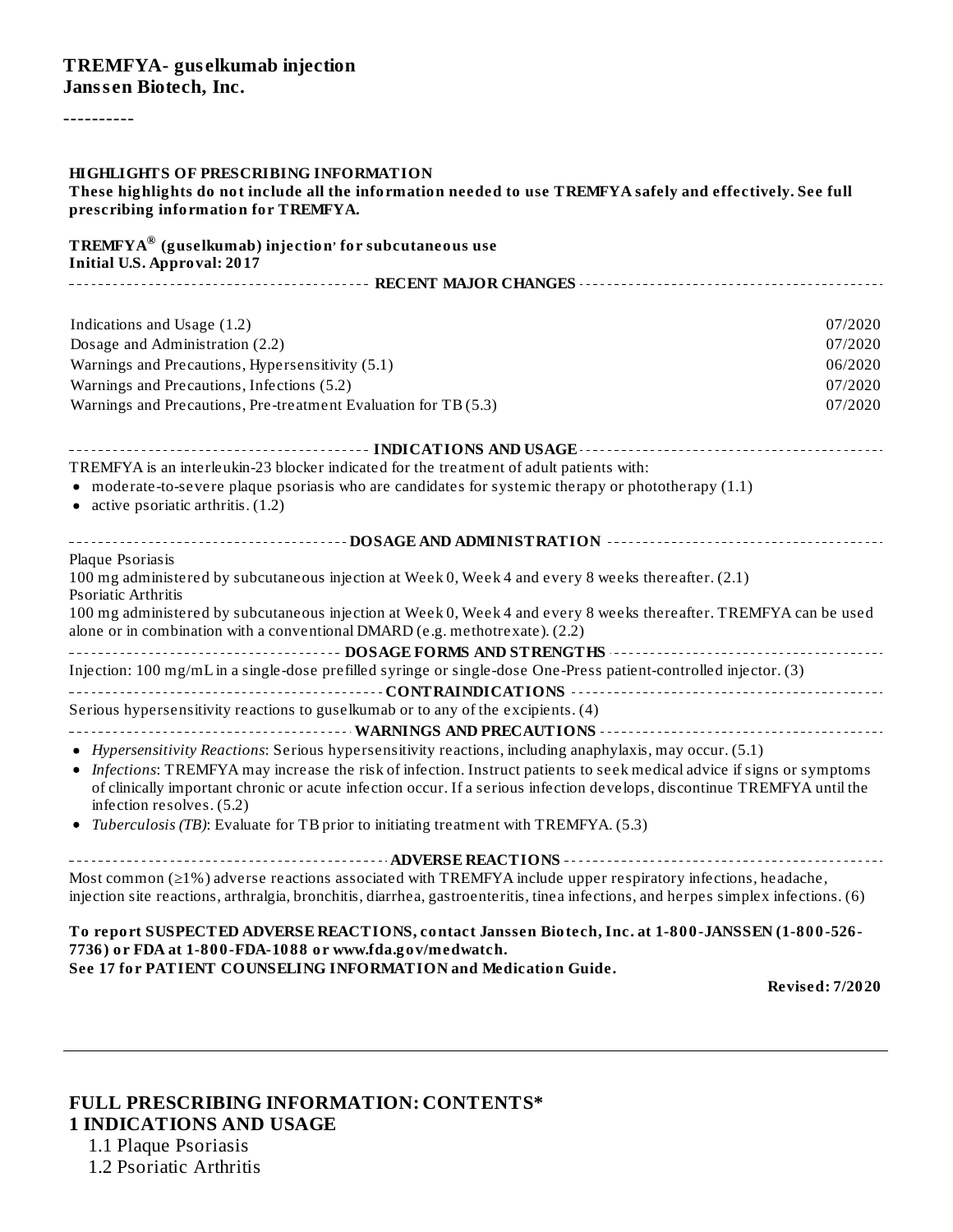**TREMFYA- guselkumab injection**
**Janssen Biotech, Inc.**

----------

**HIGHLIGHTS OF PRESCRIBING INFORMATION**
**These highlights do not include all the information needed to use TREMFYA safely and effectively. See full prescribing information for TREMFYA.**

**TREMFYA® (guselkumab) injection, for subcutaneous use**
**Initial U.S. Approval: 2017**

**RECENT MAJOR CHANGES**

| | |
|---|---|
| Indications and Usage (1.2) | 07/2020 |
| Dosage and Administration (2.2) | 07/2020 |
| Warnings and Precautions, Hypersensitivity (5.1) | 06/2020 |
| Warnings and Precautions, Infections (5.2) | 07/2020 |
| Warnings and Precautions, Pre-treatment Evaluation for TB (5.3) | 07/2020 |

**INDICATIONS AND USAGE**

TREMFYA is an interleukin-23 blocker indicated for the treatment of adult patients with:

- moderate-to-severe plaque psoriasis who are candidates for systemic therapy or phototherapy (1.1)
- active psoriatic arthritis. (1.2)

**DOSAGE AND ADMINISTRATION**

Plaque Psoriasis
100 mg administered by subcutaneous injection at Week 0, Week 4 and every 8 weeks thereafter. (2.1)
Psoriatic Arthritis
100 mg administered by subcutaneous injection at Week 0, Week 4 and every 8 weeks thereafter. TREMFYA can be used alone or in combination with a conventional DMARD (e.g. methotrexate). (2.2)

**DOSAGE FORMS AND STRENGTHS**

Injection: 100 mg/mL in a single-dose prefilled syringe or single-dose One-Press patient-controlled injector. (3)

**CONTRAINDICATIONS**

Serious hypersensitivity reactions to guselkumab or to any of the excipients. (4)

**WARNINGS AND PRECAUTIONS**

- *Hypersensitivity Reactions*: Serious hypersensitivity reactions, including anaphylaxis, may occur. (5.1)
- *Infections*: TREMFYA may increase the risk of infection. Instruct patients to seek medical advice if signs or symptoms of clinically important chronic or acute infection occur. If a serious infection develops, discontinue TREMFYA until the infection resolves. (5.2)
- *Tuberculosis (TB)*: Evaluate for TB prior to initiating treatment with TREMFYA. (5.3)

**ADVERSE REACTIONS**

Most common (≥1%) adverse reactions associated with TREMFYA include upper respiratory infections, headache, injection site reactions, arthralgia, bronchitis, diarrhea, gastroenteritis, tinea infections, and herpes simplex infections. (6)

**To report SUSPECTED ADVERSE REACTIONS, contact Janssen Biotech, Inc. at 1-800-JANSSEN (1-800-526-7736) or FDA at 1-800-FDA-1088 or www.fda.gov/medwatch.**
**See 17 for PATIENT COUNSELING INFORMATION and Medication Guide.**

**Revised: 7/2020**

---

## FULL PRESCRIBING INFORMATION: CONTENTS*

**1 INDICATIONS AND USAGE**
1.1 Plaque Psoriasis
1.2 Psoriatic Arthritis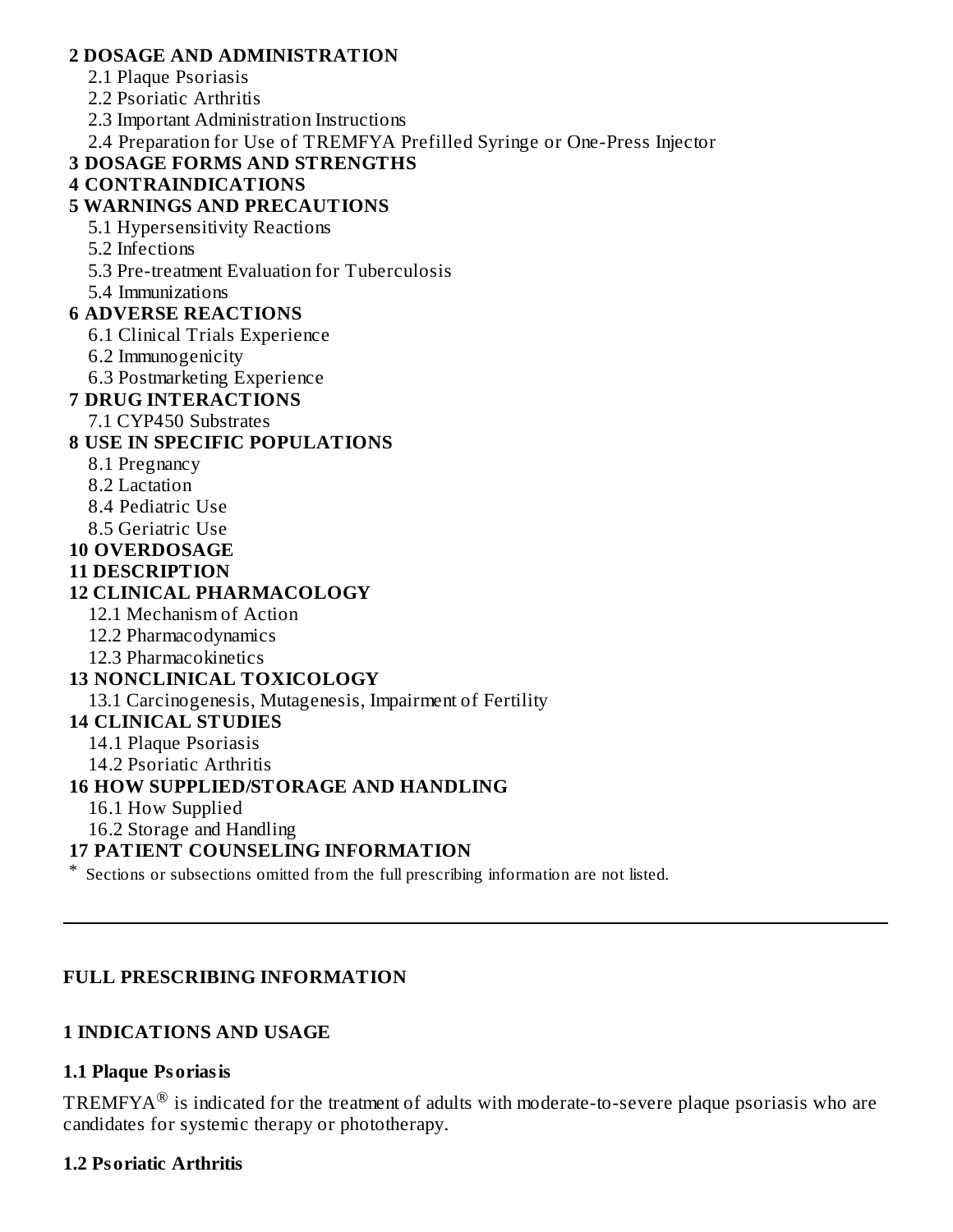**2 DOSAGE AND ADMINISTRATION**

- 2.1 Plaque Psoriasis
- 2.2 Psoriatic Arthritis
- 2.3 Important Administration Instructions
- 2.4 Preparation for Use of TREMFYA Prefilled Syringe or One-Press Injector

**3 DOSAGE FORMS AND STRENGTHS**

**4 CONTRAINDICATIONS**

**5 WARNINGS AND PRECAUTIONS**

- 5.1 Hypersensitivity Reactions
- 5.2 Infections
- 5.3 Pre-treatment Evaluation for Tuberculosis
- 5.4 Immunizations

**6 ADVERSE REACTIONS**

- 6.1 Clinical Trials Experience
- 6.2 Immunogenicity
- 6.3 Postmarketing Experience

**7 DRUG INTERACTIONS**

- 7.1 CYP450 Substrates

**8 USE IN SPECIFIC POPULATIONS**

- 8.1 Pregnancy
- 8.2 Lactation
- 8.4 Pediatric Use
- 8.5 Geriatric Use

**10 OVERDOSAGE**

**11 DESCRIPTION**

**12 CLINICAL PHARMACOLOGY**

- 12.1 Mechanism of Action
- 12.2 Pharmacodynamics
- 12.3 Pharmacokinetics

**13 NONCLINICAL TOXICOLOGY**

- 13.1 Carcinogenesis, Mutagenesis, Impairment of Fertility

**14 CLINICAL STUDIES**

- 14.1 Plaque Psoriasis
- 14.2 Psoriatic Arthritis

**16 HOW SUPPLIED/STORAGE AND HANDLING**

- 16.1 How Supplied
- 16.2 Storage and Handling

**17 PATIENT COUNSELING INFORMATION**

\* Sections or subsections omitted from the full prescribing information are not listed.

---

## FULL PRESCRIBING INFORMATION

## 1 INDICATIONS AND USAGE

### 1.1 Plaque Psoriasis

TREMFYA® is indicated for the treatment of adults with moderate-to-severe plaque psoriasis who are candidates for systemic therapy or phototherapy.

### 1.2 Psoriatic Arthritis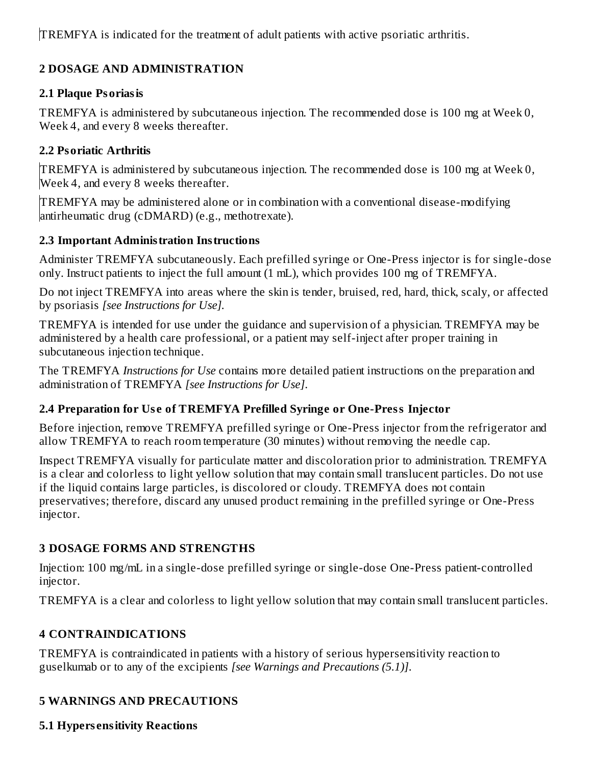TREMFYA is indicated for the treatment of adult patients with active psoriatic arthritis.

## 2 DOSAGE AND ADMINISTRATION

### 2.1 Plaque Psoriasis

TREMFYA is administered by subcutaneous injection. The recommended dose is 100 mg at Week 0, Week 4, and every 8 weeks thereafter.

### 2.2 Psoriatic Arthritis

TREMFYA is administered by subcutaneous injection. The recommended dose is 100 mg at Week 0, Week 4, and every 8 weeks thereafter.

TREMFYA may be administered alone or in combination with a conventional disease-modifying antirheumatic drug (cDMARD) (e.g., methotrexate).

### 2.3 Important Administration Instructions

Administer TREMFYA subcutaneously. Each prefilled syringe or One-Press injector is for single-dose only. Instruct patients to inject the full amount (1 mL), which provides 100 mg of TREMFYA.

Do not inject TREMFYA into areas where the skin is tender, bruised, red, hard, thick, scaly, or affected by psoriasis *[see Instructions for Use]*.

TREMFYA is intended for use under the guidance and supervision of a physician. TREMFYA may be administered by a health care professional, or a patient may self-inject after proper training in subcutaneous injection technique.

The TREMFYA *Instructions for Use* contains more detailed patient instructions on the preparation and administration of TREMFYA *[see Instructions for Use]*.

### 2.4 Preparation for Use of TREMFYA Prefilled Syringe or One-Press Injector

Before injection, remove TREMFYA prefilled syringe or One-Press injector from the refrigerator and allow TREMFYA to reach room temperature (30 minutes) without removing the needle cap.

Inspect TREMFYA visually for particulate matter and discoloration prior to administration. TREMFYA is a clear and colorless to light yellow solution that may contain small translucent particles. Do not use if the liquid contains large particles, is discolored or cloudy. TREMFYA does not contain preservatives; therefore, discard any unused product remaining in the prefilled syringe or One-Press injector.

## 3 DOSAGE FORMS AND STRENGTHS

Injection: 100 mg/mL in a single-dose prefilled syringe or single-dose One-Press patient-controlled injector.

TREMFYA is a clear and colorless to light yellow solution that may contain small translucent particles.

## 4 CONTRAINDICATIONS

TREMFYA is contraindicated in patients with a history of serious hypersensitivity reaction to guselkumab or to any of the excipients *[see Warnings and Precautions (5.1)]*.

## 5 WARNINGS AND PRECAUTIONS

### 5.1 Hypersensitivity Reactions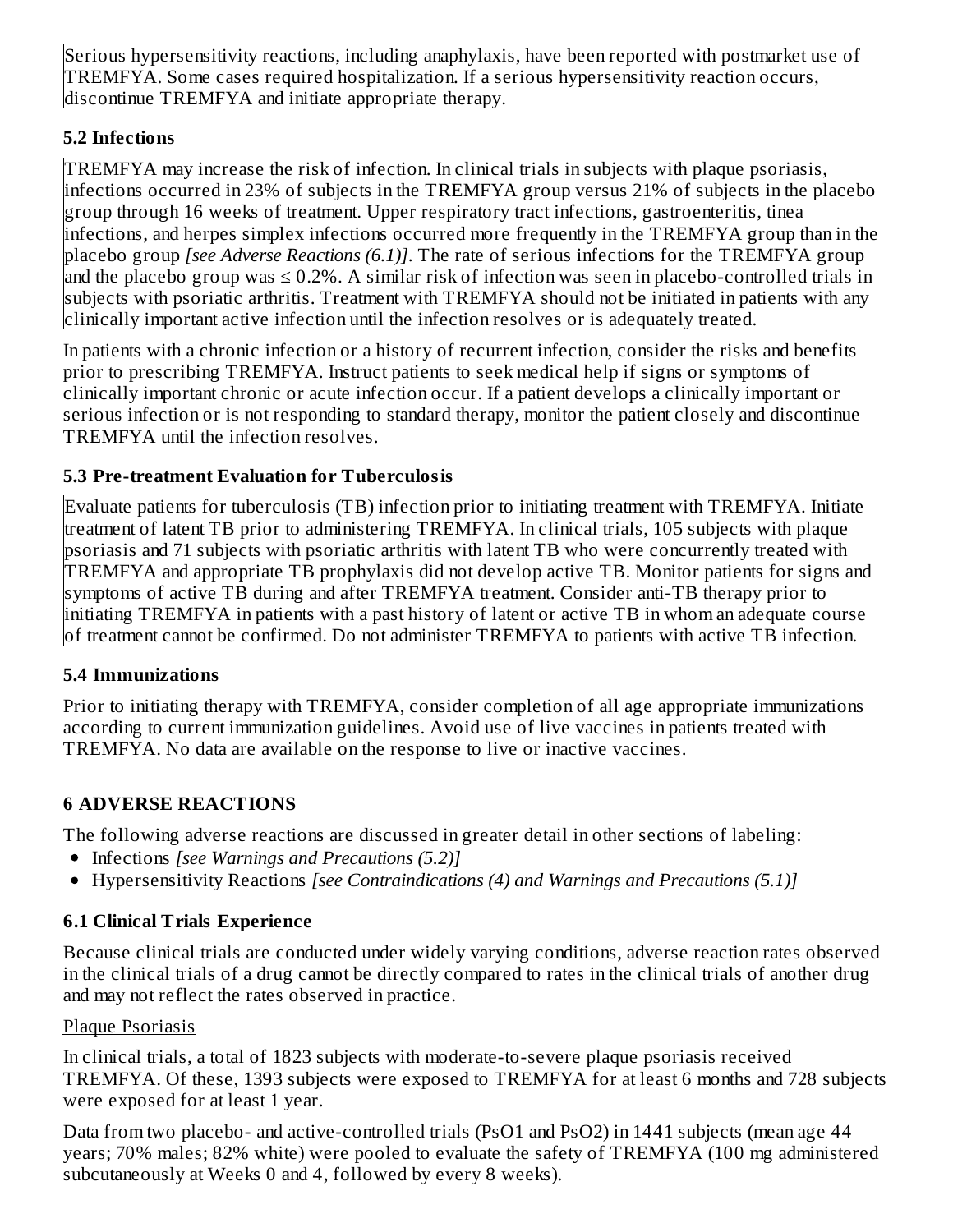Serious hypersensitivity reactions, including anaphylaxis, have been reported with postmarket use of TREMFYA. Some cases required hospitalization. If a serious hypersensitivity reaction occurs, discontinue TREMFYA and initiate appropriate therapy.

### 5.2 Infections

TREMFYA may increase the risk of infection. In clinical trials in subjects with plaque psoriasis, infections occurred in 23% of subjects in the TREMFYA group versus 21% of subjects in the placebo group through 16 weeks of treatment. Upper respiratory tract infections, gastroenteritis, tinea infections, and herpes simplex infections occurred more frequently in the TREMFYA group than in the placebo group *[see Adverse Reactions (6.1)]*. The rate of serious infections for the TREMFYA group and the placebo group was ≤ 0.2%. A similar risk of infection was seen in placebo-controlled trials in subjects with psoriatic arthritis. Treatment with TREMFYA should not be initiated in patients with any clinically important active infection until the infection resolves or is adequately treated.

In patients with a chronic infection or a history of recurrent infection, consider the risks and benefits prior to prescribing TREMFYA. Instruct patients to seek medical help if signs or symptoms of clinically important chronic or acute infection occur. If a patient develops a clinically important or serious infection or is not responding to standard therapy, monitor the patient closely and discontinue TREMFYA until the infection resolves.

### 5.3 Pre-treatment Evaluation for Tuberculosis

Evaluate patients for tuberculosis (TB) infection prior to initiating treatment with TREMFYA. Initiate treatment of latent TB prior to administering TREMFYA. In clinical trials, 105 subjects with plaque psoriasis and 71 subjects with psoriatic arthritis with latent TB who were concurrently treated with TREMFYA and appropriate TB prophylaxis did not develop active TB. Monitor patients for signs and symptoms of active TB during and after TREMFYA treatment. Consider anti-TB therapy prior to initiating TREMFYA in patients with a past history of latent or active TB in whom an adequate course of treatment cannot be confirmed. Do not administer TREMFYA to patients with active TB infection.

### 5.4 Immunizations

Prior to initiating therapy with TREMFYA, consider completion of all age appropriate immunizations according to current immunization guidelines. Avoid use of live vaccines in patients treated with TREMFYA. No data are available on the response to live or inactive vaccines.

## 6 ADVERSE REACTIONS

The following adverse reactions are discussed in greater detail in other sections of labeling:

- Infections *[see Warnings and Precautions (5.2)]*
- Hypersensitivity Reactions *[see Contraindications (4) and Warnings and Precautions (5.1)]*

### 6.1 Clinical Trials Experience

Because clinical trials are conducted under widely varying conditions, adverse reaction rates observed in the clinical trials of a drug cannot be directly compared to rates in the clinical trials of another drug and may not reflect the rates observed in practice.

Plaque Psoriasis

In clinical trials, a total of 1823 subjects with moderate-to-severe plaque psoriasis received TREMFYA. Of these, 1393 subjects were exposed to TREMFYA for at least 6 months and 728 subjects were exposed for at least 1 year.

Data from two placebo- and active-controlled trials (PsO1 and PsO2) in 1441 subjects (mean age 44 years; 70% males; 82% white) were pooled to evaluate the safety of TREMFYA (100 mg administered subcutaneously at Weeks 0 and 4, followed by every 8 weeks).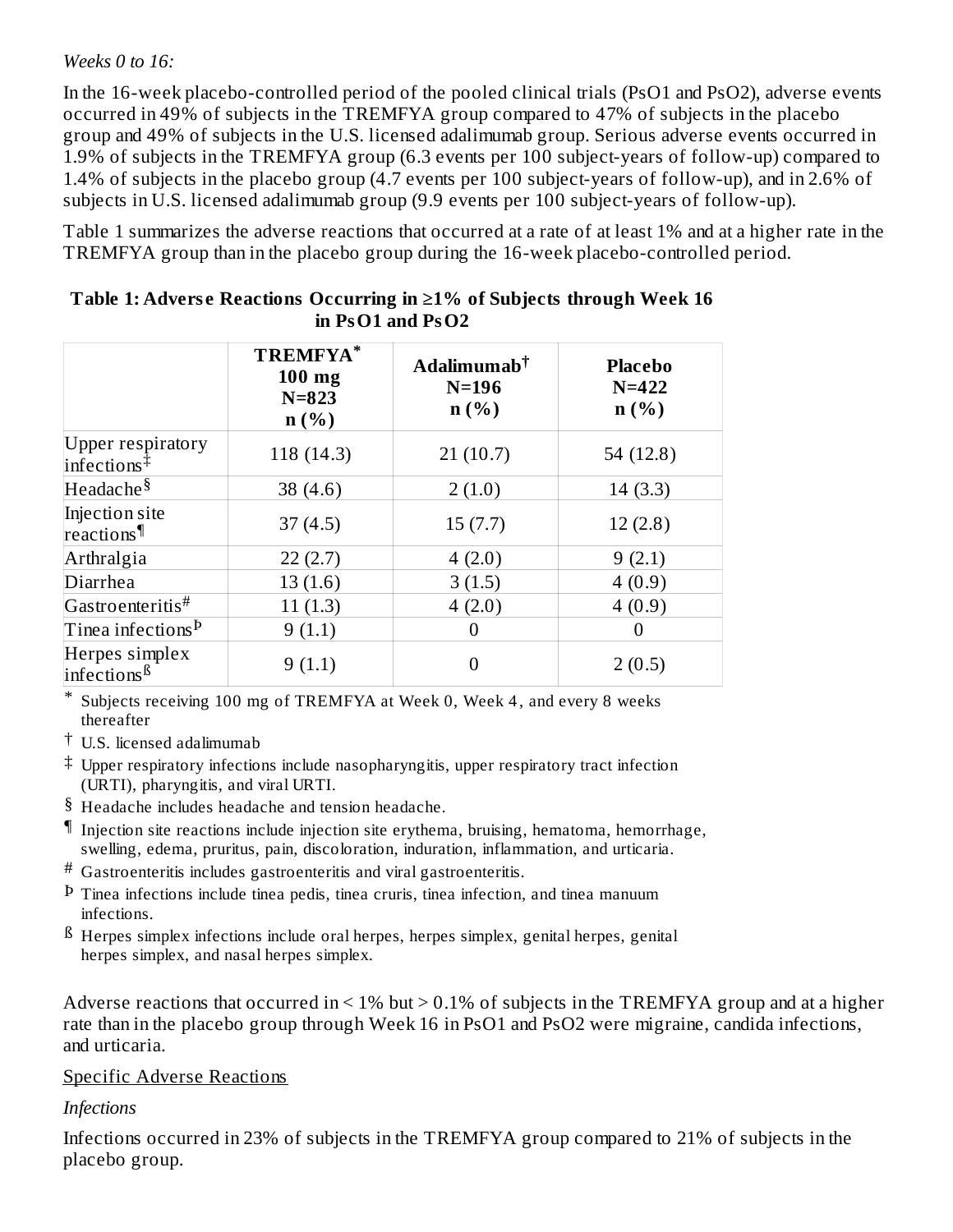*Weeks 0 to 16:*

In the 16-week placebo-controlled period of the pooled clinical trials (PsO1 and PsO2), adverse events occurred in 49% of subjects in the TREMFYA group compared to 47% of subjects in the placebo group and 49% of subjects in the U.S. licensed adalimumab group. Serious adverse events occurred in 1.9% of subjects in the TREMFYA group (6.3 events per 100 subject-years of follow-up) compared to 1.4% of subjects in the placebo group (4.7 events per 100 subject-years of follow-up), and in 2.6% of subjects in U.S. licensed adalimumab group (9.9 events per 100 subject-years of follow-up).

Table 1 summarizes the adverse reactions that occurred at a rate of at least 1% and at a higher rate in the TREMFYA group than in the placebo group during the 16-week placebo-controlled period.

**Table 1: Adverse Reactions Occurring in ≥1% of Subjects through Week 16 in PsO1 and PsO2**

| | TREMFYA* 100 mg N=823 n (%) | Adalimumab† N=196 n (%) | Placebo N=422 n (%) |
|---|---|---|---|
| Upper respiratory infections‡ | 118 (14.3) | 21 (10.7) | 54 (12.8) |
| Headache§ | 38 (4.6) | 2 (1.0) | 14 (3.3) |
| Injection site reactions¶ | 37 (4.5) | 15 (7.7) | 12 (2.8) |
| Arthralgia | 22 (2.7) | 4 (2.0) | 9 (2.1) |
| Diarrhea | 13 (1.6) | 3 (1.5) | 4 (0.9) |
| Gastroenteritis# | 11 (1.3) | 4 (2.0) | 4 (0.9) |
| Tinea infectionsÞ | 9 (1.1) | 0 | 0 |
| Herpes simplex infectionsß | 9 (1.1) | 0 | 2 (0.5) |

\* Subjects receiving 100 mg of TREMFYA at Week 0, Week 4, and every 8 weeks thereafter

† U.S. licensed adalimumab

‡ Upper respiratory infections include nasopharyngitis, upper respiratory tract infection (URTI), pharyngitis, and viral URTI.

§ Headache includes headache and tension headache.

¶ Injection site reactions include injection site erythema, bruising, hematoma, hemorrhage, swelling, edema, pruritus, pain, discoloration, induration, inflammation, and urticaria.

\# Gastroenteritis includes gastroenteritis and viral gastroenteritis.

Þ Tinea infections include tinea pedis, tinea cruris, tinea infection, and tinea manuum infections.

ß Herpes simplex infections include oral herpes, herpes simplex, genital herpes, genital herpes simplex, and nasal herpes simplex.

Adverse reactions that occurred in < 1% but > 0.1% of subjects in the TREMFYA group and at a higher rate than in the placebo group through Week 16 in PsO1 and PsO2 were migraine, candida infections, and urticaria.

<u>Specific Adverse Reactions</u>

*Infections*

Infections occurred in 23% of subjects in the TREMFYA group compared to 21% of subjects in the placebo group.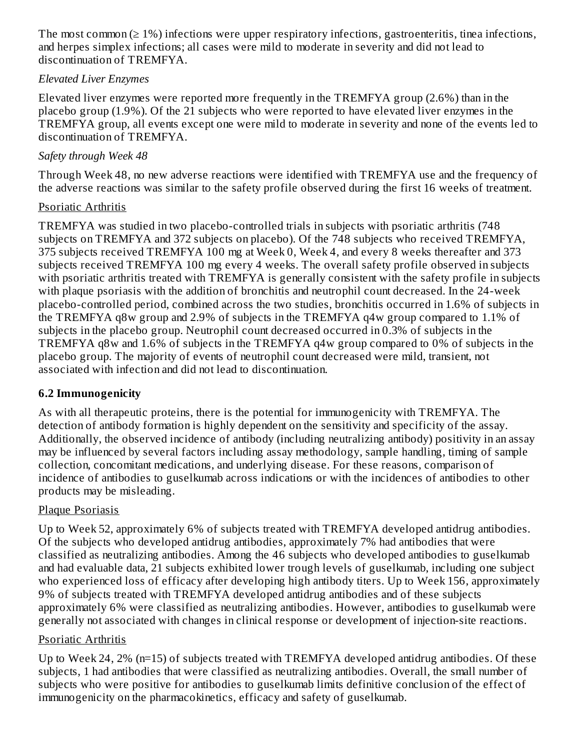The most common (≥ 1%) infections were upper respiratory infections, gastroenteritis, tinea infections, and herpes simplex infections; all cases were mild to moderate in severity and did not lead to discontinuation of TREMFYA.

*Elevated Liver Enzymes*

Elevated liver enzymes were reported more frequently in the TREMFYA group (2.6%) than in the placebo group (1.9%). Of the 21 subjects who were reported to have elevated liver enzymes in the TREMFYA group, all events except one were mild to moderate in severity and none of the events led to discontinuation of TREMFYA.

*Safety through Week 48*

Through Week 48, no new adverse reactions were identified with TREMFYA use and the frequency of the adverse reactions was similar to the safety profile observed during the first 16 weeks of treatment.

<u>Psoriatic Arthritis</u>

TREMFYA was studied in two placebo-controlled trials in subjects with psoriatic arthritis (748 subjects on TREMFYA and 372 subjects on placebo). Of the 748 subjects who received TREMFYA, 375 subjects received TREMFYA 100 mg at Week 0, Week 4, and every 8 weeks thereafter and 373 subjects received TREMFYA 100 mg every 4 weeks. The overall safety profile observed in subjects with psoriatic arthritis treated with TREMFYA is generally consistent with the safety profile in subjects with plaque psoriasis with the addition of bronchitis and neutrophil count decreased. In the 24-week placebo-controlled period, combined across the two studies, bronchitis occurred in 1.6% of subjects in the TREMFYA q8w group and 2.9% of subjects in the TREMFYA q4w group compared to 1.1% of subjects in the placebo group. Neutrophil count decreased occurred in 0.3% of subjects in the TREMFYA q8w and 1.6% of subjects in the TREMFYA q4w group compared to 0% of subjects in the placebo group. The majority of events of neutrophil count decreased were mild, transient, not associated with infection and did not lead to discontinuation.

## 6.2 Immunogenicity

As with all therapeutic proteins, there is the potential for immunogenicity with TREMFYA. The detection of antibody formation is highly dependent on the sensitivity and specificity of the assay. Additionally, the observed incidence of antibody (including neutralizing antibody) positivity in an assay may be influenced by several factors including assay methodology, sample handling, timing of sample collection, concomitant medications, and underlying disease. For these reasons, comparison of incidence of antibodies to guselkumab across indications or with the incidences of antibodies to other products may be misleading.

<u>Plaque Psoriasis</u>

Up to Week 52, approximately 6% of subjects treated with TREMFYA developed antidrug antibodies. Of the subjects who developed antidrug antibodies, approximately 7% had antibodies that were classified as neutralizing antibodies. Among the 46 subjects who developed antibodies to guselkumab and had evaluable data, 21 subjects exhibited lower trough levels of guselkumab, including one subject who experienced loss of efficacy after developing high antibody titers. Up to Week 156, approximately 9% of subjects treated with TREMFYA developed antidrug antibodies and of these subjects approximately 6% were classified as neutralizing antibodies. However, antibodies to guselkumab were generally not associated with changes in clinical response or development of injection-site reactions.

<u>Psoriatic Arthritis</u>

Up to Week 24, 2% (n=15) of subjects treated with TREMFYA developed antidrug antibodies. Of these subjects, 1 had antibodies that were classified as neutralizing antibodies. Overall, the small number of subjects who were positive for antibodies to guselkumab limits definitive conclusion of the effect of immunogenicity on the pharmacokinetics, efficacy and safety of guselkumab.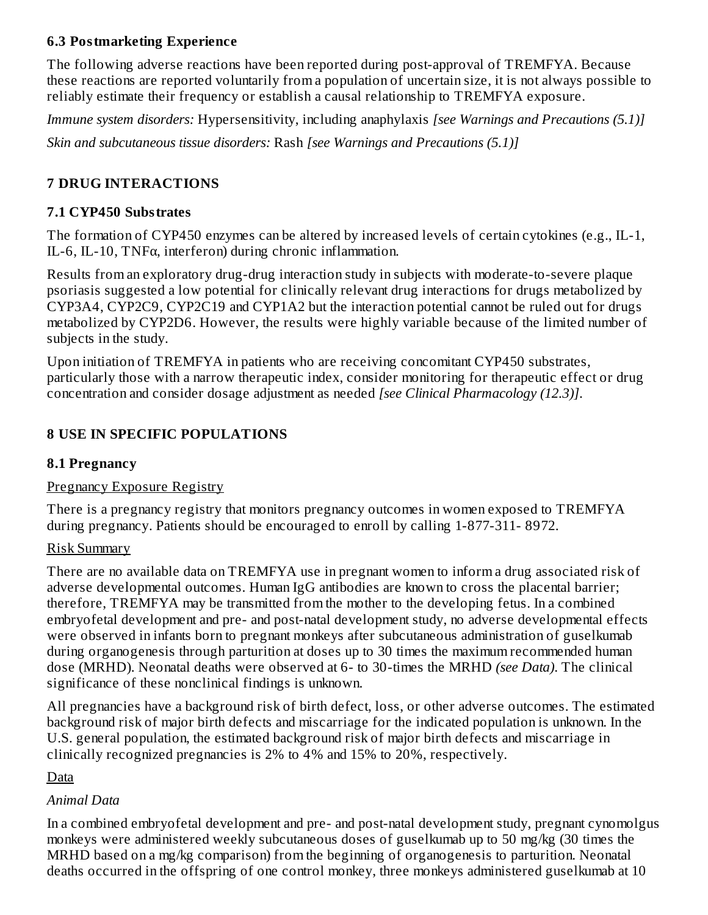### 6.3 Postmarketing Experience

The following adverse reactions have been reported during post-approval of TREMFYA. Because these reactions are reported voluntarily from a population of uncertain size, it is not always possible to reliably estimate their frequency or establish a causal relationship to TREMFYA exposure.

*Immune system disorders:* Hypersensitivity, including anaphylaxis *[see Warnings and Precautions (5.1)]*

*Skin and subcutaneous tissue disorders:* Rash *[see Warnings and Precautions (5.1)]*

## 7 DRUG INTERACTIONS

### 7.1 CYP450 Substrates

The formation of CYP450 enzymes can be altered by increased levels of certain cytokines (e.g., IL-1, IL-6, IL-10, TNFα, interferon) during chronic inflammation.

Results from an exploratory drug-drug interaction study in subjects with moderate-to-severe plaque psoriasis suggested a low potential for clinically relevant drug interactions for drugs metabolized by CYP3A4, CYP2C9, CYP2C19 and CYP1A2 but the interaction potential cannot be ruled out for drugs metabolized by CYP2D6. However, the results were highly variable because of the limited number of subjects in the study.

Upon initiation of TREMFYA in patients who are receiving concomitant CYP450 substrates, particularly those with a narrow therapeutic index, consider monitoring for therapeutic effect or drug concentration and consider dosage adjustment as needed *[see Clinical Pharmacology (12.3)]*.

## 8 USE IN SPECIFIC POPULATIONS

### 8.1 Pregnancy

Pregnancy Exposure Registry

There is a pregnancy registry that monitors pregnancy outcomes in women exposed to TREMFYA during pregnancy. Patients should be encouraged to enroll by calling 1-877-311- 8972.

Risk Summary

There are no available data on TREMFYA use in pregnant women to inform a drug associated risk of adverse developmental outcomes. Human IgG antibodies are known to cross the placental barrier; therefore, TREMFYA may be transmitted from the mother to the developing fetus. In a combined embryofetal development and pre- and post-natal development study, no adverse developmental effects were observed in infants born to pregnant monkeys after subcutaneous administration of guselkumab during organogenesis through parturition at doses up to 30 times the maximum recommended human dose (MRHD). Neonatal deaths were observed at 6- to 30-times the MRHD *(see Data)*. The clinical significance of these nonclinical findings is unknown.

All pregnancies have a background risk of birth defect, loss, or other adverse outcomes. The estimated background risk of major birth defects and miscarriage for the indicated population is unknown. In the U.S. general population, the estimated background risk of major birth defects and miscarriage in clinically recognized pregnancies is 2% to 4% and 15% to 20%, respectively.

Data

*Animal Data*

In a combined embryofetal development and pre- and post-natal development study, pregnant cynomolgus monkeys were administered weekly subcutaneous doses of guselkumab up to 50 mg/kg (30 times the MRHD based on a mg/kg comparison) from the beginning of organogenesis to parturition. Neonatal deaths occurred in the offspring of one control monkey, three monkeys administered guselkumab at 10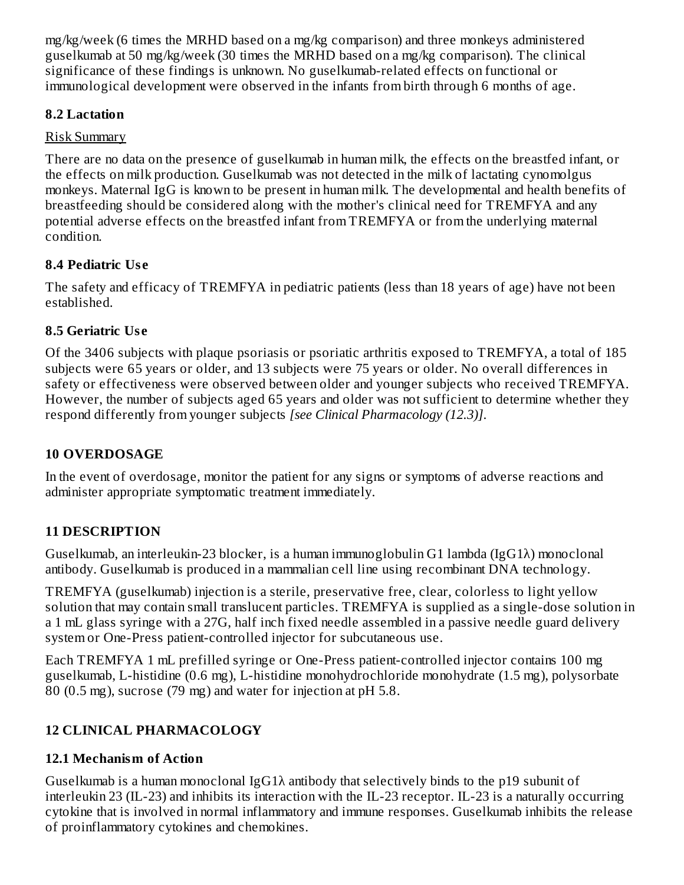mg/kg/week (6 times the MRHD based on a mg/kg comparison) and three monkeys administered guselkumab at 50 mg/kg/week (30 times the MRHD based on a mg/kg comparison). The clinical significance of these findings is unknown. No guselkumab-related effects on functional or immunological development were observed in the infants from birth through 6 months of age.

### 8.2 Lactation

Risk Summary

There are no data on the presence of guselkumab in human milk, the effects on the breastfed infant, or the effects on milk production. Guselkumab was not detected in the milk of lactating cynomolgus monkeys. Maternal IgG is known to be present in human milk. The developmental and health benefits of breastfeeding should be considered along with the mother's clinical need for TREMFYA and any potential adverse effects on the breastfed infant from TREMFYA or from the underlying maternal condition.

### 8.4 Pediatric Use

The safety and efficacy of TREMFYA in pediatric patients (less than 18 years of age) have not been established.

### 8.5 Geriatric Use

Of the 3406 subjects with plaque psoriasis or psoriatic arthritis exposed to TREMFYA, a total of 185 subjects were 65 years or older, and 13 subjects were 75 years or older. No overall differences in safety or effectiveness were observed between older and younger subjects who received TREMFYA. However, the number of subjects aged 65 years and older was not sufficient to determine whether they respond differently from younger subjects *[see Clinical Pharmacology (12.3)]*.

## 10 OVERDOSAGE

In the event of overdosage, monitor the patient for any signs or symptoms of adverse reactions and administer appropriate symptomatic treatment immediately.

## 11 DESCRIPTION

Guselkumab, an interleukin-23 blocker, is a human immunoglobulin G1 lambda (IgG1λ) monoclonal antibody. Guselkumab is produced in a mammalian cell line using recombinant DNA technology.

TREMFYA (guselkumab) injection is a sterile, preservative free, clear, colorless to light yellow solution that may contain small translucent particles. TREMFYA is supplied as a single-dose solution in a 1 mL glass syringe with a 27G, half inch fixed needle assembled in a passive needle guard delivery system or One-Press patient-controlled injector for subcutaneous use.

Each TREMFYA 1 mL prefilled syringe or One-Press patient-controlled injector contains 100 mg guselkumab, L-histidine (0.6 mg), L-histidine monohydrochloride monohydrate (1.5 mg), polysorbate 80 (0.5 mg), sucrose (79 mg) and water for injection at pH 5.8.

## 12 CLINICAL PHARMACOLOGY

### 12.1 Mechanism of Action

Guselkumab is a human monoclonal IgG1λ antibody that selectively binds to the p19 subunit of interleukin 23 (IL-23) and inhibits its interaction with the IL-23 receptor. IL-23 is a naturally occurring cytokine that is involved in normal inflammatory and immune responses. Guselkumab inhibits the release of proinflammatory cytokines and chemokines.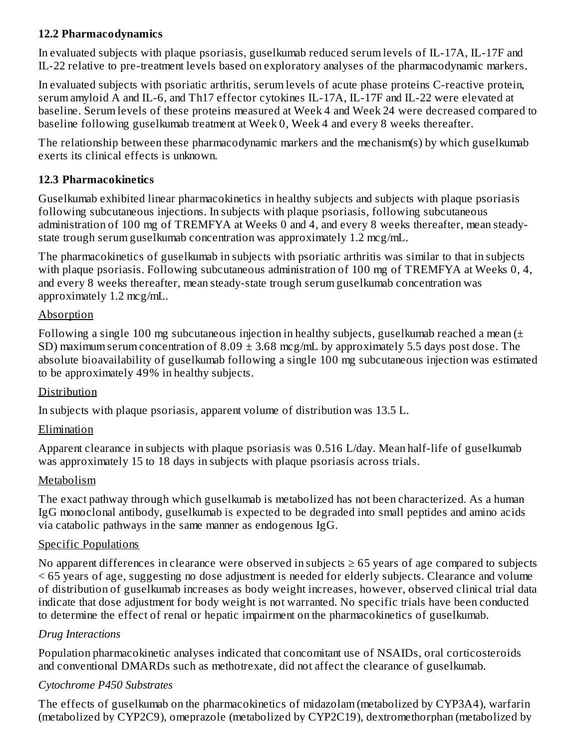### 12.2 Pharmacodynamics

In evaluated subjects with plaque psoriasis, guselkumab reduced serum levels of IL-17A, IL-17F and IL-22 relative to pre-treatment levels based on exploratory analyses of the pharmacodynamic markers.

In evaluated subjects with psoriatic arthritis, serum levels of acute phase proteins C-reactive protein, serum amyloid A and IL-6, and Th17 effector cytokines IL-17A, IL-17F and IL-22 were elevated at baseline. Serum levels of these proteins measured at Week 4 and Week 24 were decreased compared to baseline following guselkumab treatment at Week 0, Week 4 and every 8 weeks thereafter.

The relationship between these pharmacodynamic markers and the mechanism(s) by which guselkumab exerts its clinical effects is unknown.

### 12.3 Pharmacokinetics

Guselkumab exhibited linear pharmacokinetics in healthy subjects and subjects with plaque psoriasis following subcutaneous injections. In subjects with plaque psoriasis, following subcutaneous administration of 100 mg of TREMFYA at Weeks 0 and 4, and every 8 weeks thereafter, mean steady-state trough serum guselkumab concentration was approximately 1.2 mcg/mL.

The pharmacokinetics of guselkumab in subjects with psoriatic arthritis was similar to that in subjects with plaque psoriasis. Following subcutaneous administration of 100 mg of TREMFYA at Weeks 0, 4, and every 8 weeks thereafter, mean steady-state trough serum guselkumab concentration was approximately 1.2 mcg/mL.

Absorption

Following a single 100 mg subcutaneous injection in healthy subjects, guselkumab reached a mean (± SD) maximum serum concentration of 8.09 ± 3.68 mcg/mL by approximately 5.5 days post dose. The absolute bioavailability of guselkumab following a single 100 mg subcutaneous injection was estimated to be approximately 49% in healthy subjects.

Distribution

In subjects with plaque psoriasis, apparent volume of distribution was 13.5 L.

Elimination

Apparent clearance in subjects with plaque psoriasis was 0.516 L/day. Mean half-life of guselkumab was approximately 15 to 18 days in subjects with plaque psoriasis across trials.

Metabolism

The exact pathway through which guselkumab is metabolized has not been characterized. As a human IgG monoclonal antibody, guselkumab is expected to be degraded into small peptides and amino acids via catabolic pathways in the same manner as endogenous IgG.

Specific Populations

No apparent differences in clearance were observed in subjects ≥ 65 years of age compared to subjects < 65 years of age, suggesting no dose adjustment is needed for elderly subjects. Clearance and volume of distribution of guselkumab increases as body weight increases, however, observed clinical trial data indicate that dose adjustment for body weight is not warranted. No specific trials have been conducted to determine the effect of renal or hepatic impairment on the pharmacokinetics of guselkumab.

*Drug Interactions*

Population pharmacokinetic analyses indicated that concomitant use of NSAIDs, oral corticosteroids and conventional DMARDs such as methotrexate, did not affect the clearance of guselkumab.

*Cytochrome P450 Substrates*

The effects of guselkumab on the pharmacokinetics of midazolam (metabolized by CYP3A4), warfarin (metabolized by CYP2C9), omeprazole (metabolized by CYP2C19), dextromethorphan (metabolized by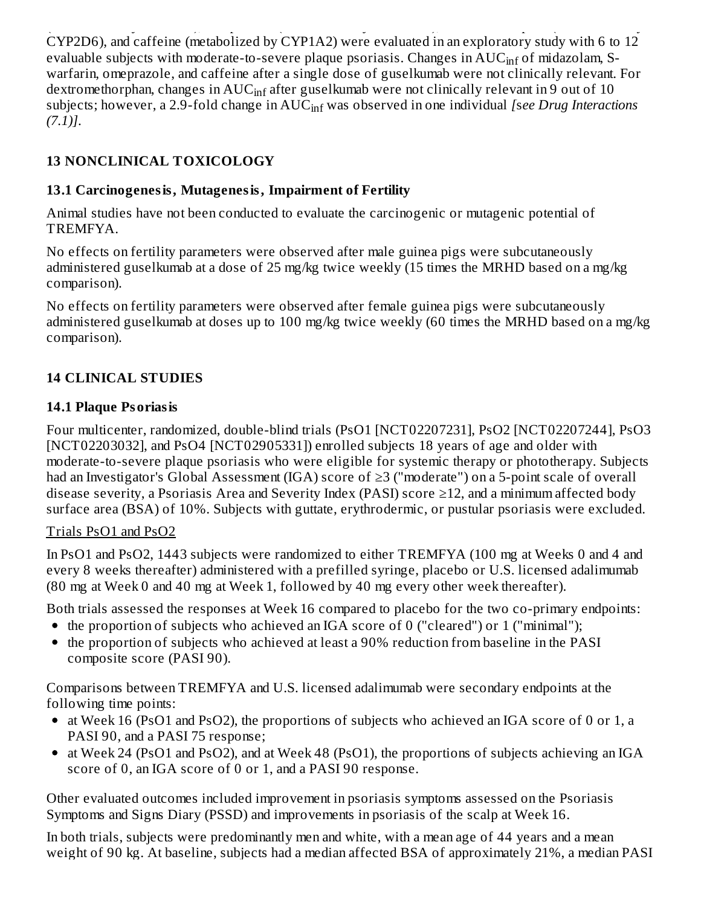CYP2D6), and caffeine (metabolized by CYP1A2) were evaluated in an exploratory study with 6 to 12 evaluable subjects with moderate-to-severe plaque psoriasis. Changes in $AUC_{inf}$ of midazolam, S-warfarin, omeprazole, and caffeine after a single dose of guselkumab were not clinically relevant. For dextromethorphan, changes in $AUC_{inf}$ after guselkumab were not clinically relevant in 9 out of 10 subjects; however, a 2.9-fold change in $AUC_{inf}$ was observed in one individual *[see Drug Interactions (7.1)]*.

## 13 NONCLINICAL TOXICOLOGY

### 13.1 Carcinogenesis, Mutagenesis, Impairment of Fertility

Animal studies have not been conducted to evaluate the carcinogenic or mutagenic potential of TREMFYA.

No effects on fertility parameters were observed after male guinea pigs were subcutaneously administered guselkumab at a dose of 25 mg/kg twice weekly (15 times the MRHD based on a mg/kg comparison).

No effects on fertility parameters were observed after female guinea pigs were subcutaneously administered guselkumab at doses up to 100 mg/kg twice weekly (60 times the MRHD based on a mg/kg comparison).

## 14 CLINICAL STUDIES

### 14.1 Plaque Psoriasis

Four multicenter, randomized, double-blind trials (PsO1 [NCT02207231], PsO2 [NCT02207244], PsO3 [NCT02203032], and PsO4 [NCT02905331]) enrolled subjects 18 years of age and older with moderate-to-severe plaque psoriasis who were eligible for systemic therapy or phototherapy. Subjects had an Investigator's Global Assessment (IGA) score of ≥3 ("moderate") on a 5-point scale of overall disease severity, a Psoriasis Area and Severity Index (PASI) score ≥12, and a minimum affected body surface area (BSA) of 10%. Subjects with guttate, erythrodermic, or pustular psoriasis were excluded.

Trials PsO1 and PsO2

In PsO1 and PsO2, 1443 subjects were randomized to either TREMFYA (100 mg at Weeks 0 and 4 and every 8 weeks thereafter) administered with a prefilled syringe, placebo or U.S. licensed adalimumab (80 mg at Week 0 and 40 mg at Week 1, followed by 40 mg every other week thereafter).

Both trials assessed the responses at Week 16 compared to placebo for the two co-primary endpoints:

- the proportion of subjects who achieved an IGA score of 0 ("cleared") or 1 ("minimal");
- the proportion of subjects who achieved at least a 90% reduction from baseline in the PASI composite score (PASI 90).

Comparisons between TREMFYA and U.S. licensed adalimumab were secondary endpoints at the following time points:

- at Week 16 (PsO1 and PsO2), the proportions of subjects who achieved an IGA score of 0 or 1, a PASI 90, and a PASI 75 response;
- at Week 24 (PsO1 and PsO2), and at Week 48 (PsO1), the proportions of subjects achieving an IGA score of 0, an IGA score of 0 or 1, and a PASI 90 response.

Other evaluated outcomes included improvement in psoriasis symptoms assessed on the Psoriasis Symptoms and Signs Diary (PSSD) and improvements in psoriasis of the scalp at Week 16.

In both trials, subjects were predominantly men and white, with a mean age of 44 years and a mean weight of 90 kg. At baseline, subjects had a median affected BSA of approximately 21%, a median PASI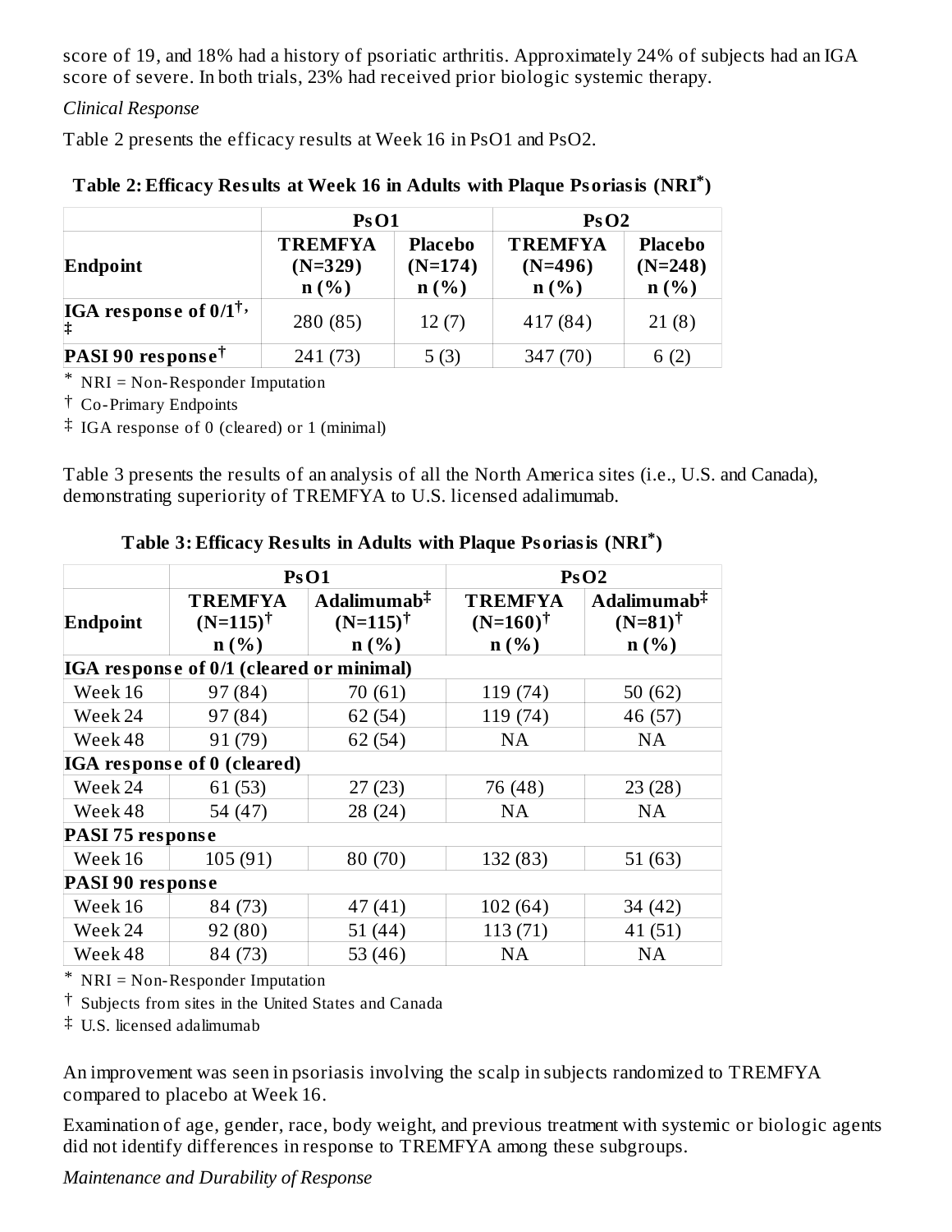score of 19, and 18% had a history of psoriatic arthritis. Approximately 24% of subjects had an IGA score of severe. In both trials, 23% had received prior biologic systemic therapy.

*Clinical Response*

Table 2 presents the efficacy results at Week 16 in PsO1 and PsO2.

**Table 2: Efficacy Results at Week 16 in Adults with Plaque Psoriasis (NRI*)**

| | **PsO1** | | **PsO2** | |
|---|---|---|---|---|
| **Endpoint** | **TREMFYA (N=329) n (%)** | **Placebo (N=174) n (%)** | **TREMFYA (N=496) n (%)** | **Placebo (N=248) n (%)** |
| **IGA response of 0/1†, ‡** | 280 (85) | 12 (7) | 417 (84) | 21 (8) |
| **PASI 90 response†** | 241 (73) | 5 (3) | 347 (70) | 6 (2) |

\* NRI = Non-Responder Imputation

† Co-Primary Endpoints

‡ IGA response of 0 (cleared) or 1 (minimal)

Table 3 presents the results of an analysis of all the North America sites (i.e., U.S. and Canada), demonstrating superiority of TREMFYA to U.S. licensed adalimumab.

**Table 3: Efficacy Results in Adults with Plaque Psoriasis (NRI*)**

| | **PsO1** | | **PsO2** | |
|---|---|---|---|---|
| **Endpoint** | **TREMFYA (N=115)† n (%)** | **Adalimumab‡ (N=115)† n (%)** | **TREMFYA (N=160)† n (%)** | **Adalimumab‡ (N=81)† n (%)** |
| **IGA response of 0/1 (cleared or minimal)** | | | | |
| Week 16 | 97 (84) | 70 (61) | 119 (74) | 50 (62) |
| Week 24 | 97 (84) | 62 (54) | 119 (74) | 46 (57) |
| Week 48 | 91 (79) | 62 (54) | NA | NA |
| **IGA response of 0 (cleared)** | | | | |
| Week 24 | 61 (53) | 27 (23) | 76 (48) | 23 (28) |
| Week 48 | 54 (47) | 28 (24) | NA | NA |
| **PASI 75 response** | | | | |
| Week 16 | 105 (91) | 80 (70) | 132 (83) | 51 (63) |
| **PASI 90 response** | | | | |
| Week 16 | 84 (73) | 47 (41) | 102 (64) | 34 (42) |
| Week 24 | 92 (80) | 51 (44) | 113 (71) | 41 (51) |
| Week 48 | 84 (73) | 53 (46) | NA | NA |

\* NRI = Non-Responder Imputation

† Subjects from sites in the United States and Canada

‡ U.S. licensed adalimumab

An improvement was seen in psoriasis involving the scalp in subjects randomized to TREMFYA compared to placebo at Week 16.

Examination of age, gender, race, body weight, and previous treatment with systemic or biologic agents did not identify differences in response to TREMFYA among these subgroups.

*Maintenance and Durability of Response*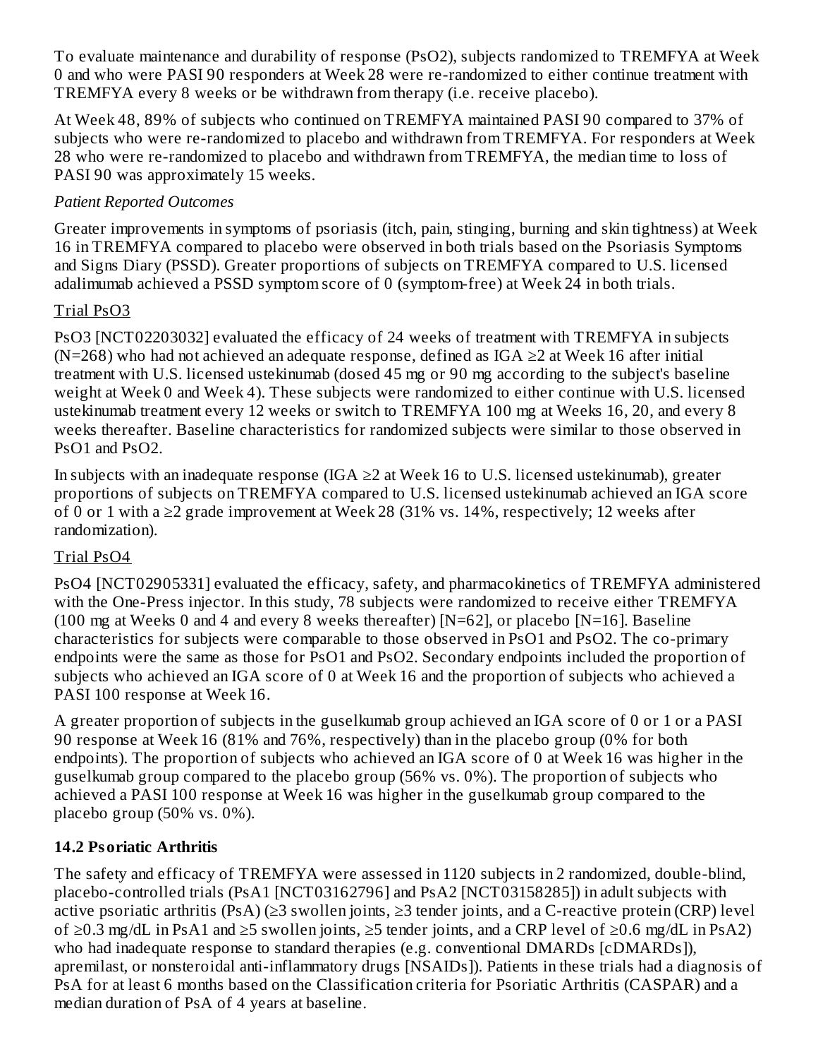To evaluate maintenance and durability of response (PsO2), subjects randomized to TREMFYA at Week 0 and who were PASI 90 responders at Week 28 were re-randomized to either continue treatment with TREMFYA every 8 weeks or be withdrawn from therapy (i.e. receive placebo).

At Week 48, 89% of subjects who continued on TREMFYA maintained PASI 90 compared to 37% of subjects who were re-randomized to placebo and withdrawn from TREMFYA. For responders at Week 28 who were re-randomized to placebo and withdrawn from TREMFYA, the median time to loss of PASI 90 was approximately 15 weeks.

*Patient Reported Outcomes*

Greater improvements in symptoms of psoriasis (itch, pain, stinging, burning and skin tightness) at Week 16 in TREMFYA compared to placebo were observed in both trials based on the Psoriasis Symptoms and Signs Diary (PSSD). Greater proportions of subjects on TREMFYA compared to U.S. licensed adalimumab achieved a PSSD symptom score of 0 (symptom-free) at Week 24 in both trials.

Trial PsO3

PsO3 [NCT02203032] evaluated the efficacy of 24 weeks of treatment with TREMFYA in subjects (N=268) who had not achieved an adequate response, defined as IGA ≥2 at Week 16 after initial treatment with U.S. licensed ustekinumab (dosed 45 mg or 90 mg according to the subject's baseline weight at Week 0 and Week 4). These subjects were randomized to either continue with U.S. licensed ustekinumab treatment every 12 weeks or switch to TREMFYA 100 mg at Weeks 16, 20, and every 8 weeks thereafter. Baseline characteristics for randomized subjects were similar to those observed in PsO1 and PsO2.

In subjects with an inadequate response (IGA ≥2 at Week 16 to U.S. licensed ustekinumab), greater proportions of subjects on TREMFYA compared to U.S. licensed ustekinumab achieved an IGA score of 0 or 1 with a ≥2 grade improvement at Week 28 (31% vs. 14%, respectively; 12 weeks after randomization).

Trial PsO4

PsO4 [NCT02905331] evaluated the efficacy, safety, and pharmacokinetics of TREMFYA administered with the One-Press injector. In this study, 78 subjects were randomized to receive either TREMFYA (100 mg at Weeks 0 and 4 and every 8 weeks thereafter) [N=62], or placebo [N=16]. Baseline characteristics for subjects were comparable to those observed in PsO1 and PsO2. The co-primary endpoints were the same as those for PsO1 and PsO2. Secondary endpoints included the proportion of subjects who achieved an IGA score of 0 at Week 16 and the proportion of subjects who achieved a PASI 100 response at Week 16.

A greater proportion of subjects in the guselkumab group achieved an IGA score of 0 or 1 or a PASI 90 response at Week 16 (81% and 76%, respectively) than in the placebo group (0% for both endpoints). The proportion of subjects who achieved an IGA score of 0 at Week 16 was higher in the guselkumab group compared to the placebo group (56% vs. 0%). The proportion of subjects who achieved a PASI 100 response at Week 16 was higher in the guselkumab group compared to the placebo group (50% vs. 0%).

### 14.2 Psoriatic Arthritis

The safety and efficacy of TREMFYA were assessed in 1120 subjects in 2 randomized, double-blind, placebo-controlled trials (PsA1 [NCT03162796] and PsA2 [NCT03158285]) in adult subjects with active psoriatic arthritis (PsA) (≥3 swollen joints, ≥3 tender joints, and a C-reactive protein (CRP) level of ≥0.3 mg/dL in PsA1 and ≥5 swollen joints, ≥5 tender joints, and a CRP level of ≥0.6 mg/dL in PsA2) who had inadequate response to standard therapies (e.g. conventional DMARDs [cDMARDs]), apremilast, or nonsteroidal anti-inflammatory drugs [NSAIDs]). Patients in these trials had a diagnosis of PsA for at least 6 months based on the Classification criteria for Psoriatic Arthritis (CASPAR) and a median duration of PsA of 4 years at baseline.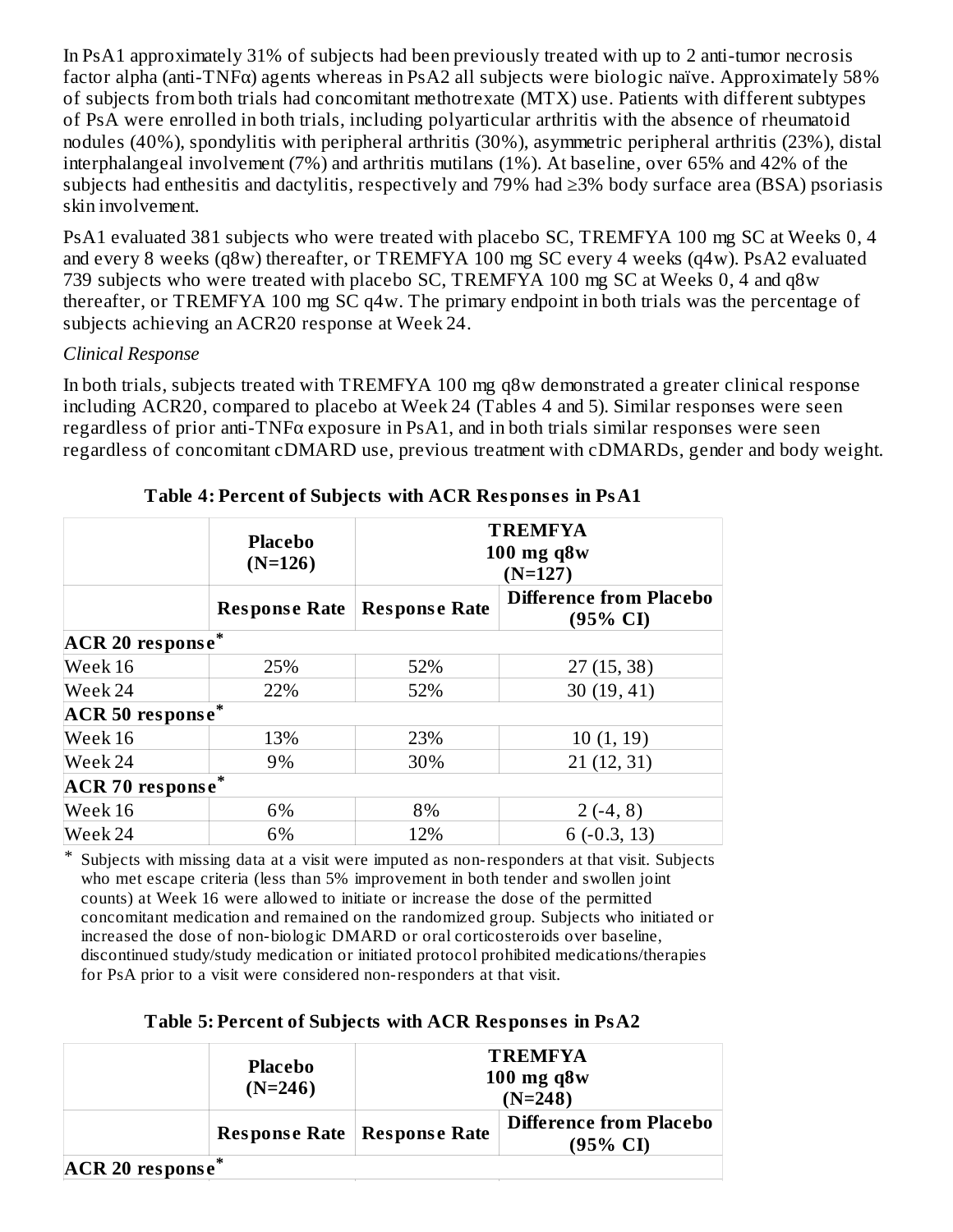In PsA1 approximately 31% of subjects had been previously treated with up to 2 anti-tumor necrosis factor alpha (anti-TNFα) agents whereas in PsA2 all subjects were biologic naïve. Approximately 58% of subjects from both trials had concomitant methotrexate (MTX) use. Patients with different subtypes of PsA were enrolled in both trials, including polyarticular arthritis with the absence of rheumatoid nodules (40%), spondylitis with peripheral arthritis (30%), asymmetric peripheral arthritis (23%), distal interphalangeal involvement (7%) and arthritis mutilans (1%). At baseline, over 65% and 42% of the subjects had enthesitis and dactylitis, respectively and 79% had ≥3% body surface area (BSA) psoriasis skin involvement.

PsA1 evaluated 381 subjects who were treated with placebo SC, TREMFYA 100 mg SC at Weeks 0, 4 and every 8 weeks (q8w) thereafter, or TREMFYA 100 mg SC every 4 weeks (q4w). PsA2 evaluated 739 subjects who were treated with placebo SC, TREMFYA 100 mg SC at Weeks 0, 4 and q8w thereafter, or TREMFYA 100 mg SC q4w. The primary endpoint in both trials was the percentage of subjects achieving an ACR20 response at Week 24.

*Clinical Response*

In both trials, subjects treated with TREMFYA 100 mg q8w demonstrated a greater clinical response including ACR20, compared to placebo at Week 24 (Tables 4 and 5). Similar responses were seen regardless of prior anti-TNFα exposure in PsA1, and in both trials similar responses were seen regardless of concomitant cDMARD use, previous treatment with cDMARDs, gender and body weight.

**Table 4: Percent of Subjects with ACR Responses in PsA1**

| | Placebo (N=126) | TREMFYA 100 mg q8w (N=127) | |
|---|---|---|---|
| | **Response Rate** | **Response Rate** | **Difference from Placebo (95% CI)** |
| **ACR 20 response*** | | | |
| Week 16 | 25% | 52% | 27 (15, 38) |
| Week 24 | 22% | 52% | 30 (19, 41) |
| **ACR 50 response*** | | | |
| Week 16 | 13% | 23% | 10 (1, 19) |
| Week 24 | 9% | 30% | 21 (12, 31) |
| **ACR 70 response*** | | | |
| Week 16 | 6% | 8% | 2 (-4, 8) |
| Week 24 | 6% | 12% | 6 (-0.3, 13) |

\* Subjects with missing data at a visit were imputed as non-responders at that visit. Subjects who met escape criteria (less than 5% improvement in both tender and swollen joint counts) at Week 16 were allowed to initiate or increase the dose of the permitted concomitant medication and remained on the randomized group. Subjects who initiated or increased the dose of non-biologic DMARD or oral corticosteroids over baseline, discontinued study/study medication or initiated protocol prohibited medications/therapies for PsA prior to a visit were considered non-responders at that visit.

**Table 5: Percent of Subjects with ACR Responses in PsA2**

| | Placebo (N=246) | TREMFYA 100 mg q8w (N=248) | |
|---|---|---|---|
| | **Response Rate** | **Response Rate** | **Difference from Placebo (95% CI)** |
| **ACR 20 response*** | | | |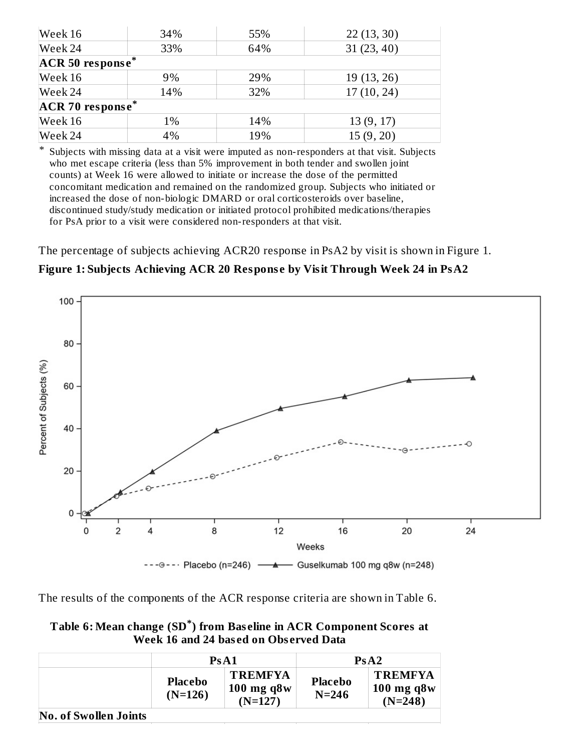| | | | |
|---|---|---|---|
| Week 16 | 34% | 55% | 22 (13, 30) |
| Week 24 | 33% | 64% | 31 (23, 40) |
| **ACR 50 response*** | | | |
| Week 16 | 9% | 29% | 19 (13, 26) |
| Week 24 | 14% | 32% | 17 (10, 24) |
| **ACR 70 response*** | | | |
| Week 16 | 1% | 14% | 13 (9, 17) |
| Week 24 | 4% | 19% | 15 (9, 20) |

\* Subjects with missing data at a visit were imputed as non-responders at that visit. Subjects who met escape criteria (less than 5% improvement in both tender and swollen joint counts) at Week 16 were allowed to initiate or increase the dose of the permitted concomitant medication and remained on the randomized group. Subjects who initiated or increased the dose of non-biologic DMARD or oral corticosteroids over baseline, discontinued study/study medication or initiated protocol prohibited medications/therapies for PsA prior to a visit were considered non-responders at that visit.

The percentage of subjects achieving ACR20 response in PsA2 by visit is shown in Figure 1.

**Figure 1: Subjects Achieving ACR 20 Response by Visit Through Week 24 in PsA2**

The results of the components of the ACR response criteria are shown in Table 6.

**Table 6: Mean change (SD*) from Baseline in ACR Component Scores at Week 16 and 24 based on Observed Data**

| | PsA1 | | PsA2 | |
|---|---|---|---|---|
| | **Placebo (N=126)** | **TREMFYA 100 mg q8w (N=127)** | **Placebo N=246** | **TREMFYA 100 mg q8w (N=248)** |
| **No. of Swollen Joints** | | | | |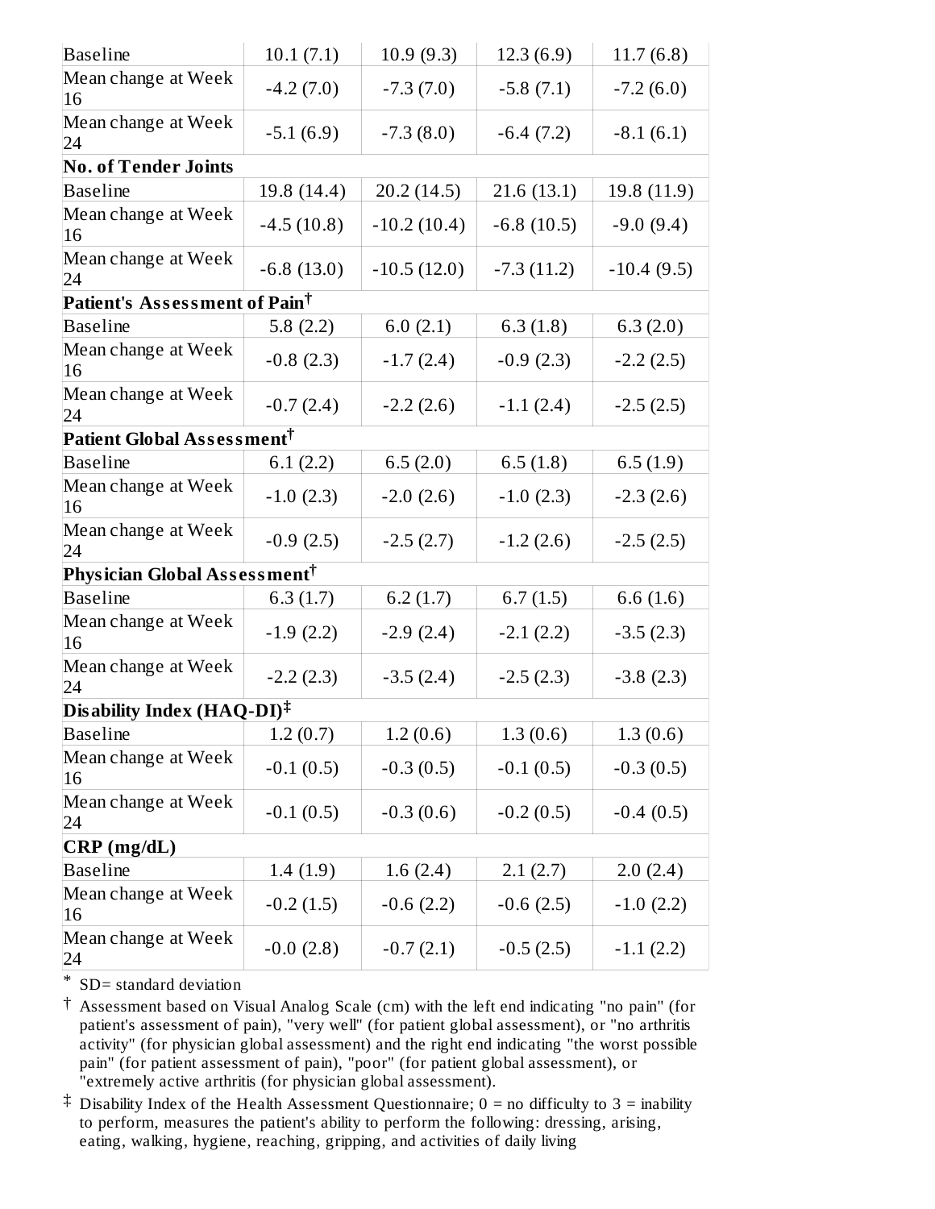| | | | | |
|---|---|---|---|---|
| Baseline | 10.1 (7.1) | 10.9 (9.3) | 12.3 (6.9) | 11.7 (6.8) |
| Mean change at Week 16 | -4.2 (7.0) | -7.3 (7.0) | -5.8 (7.1) | -7.2 (6.0) |
| Mean change at Week 24 | -5.1 (6.9) | -7.3 (8.0) | -6.4 (7.2) | -8.1 (6.1) |
| **No. of Tender Joints** | | | | |
| Baseline | 19.8 (14.4) | 20.2 (14.5) | 21.6 (13.1) | 19.8 (11.9) |
| Mean change at Week 16 | -4.5 (10.8) | -10.2 (10.4) | -6.8 (10.5) | -9.0 (9.4) |
| Mean change at Week 24 | -6.8 (13.0) | -10.5 (12.0) | -7.3 (11.2) | -10.4 (9.5) |
| **Patient's Assessment of Pain†** | | | | |
| Baseline | 5.8 (2.2) | 6.0 (2.1) | 6.3 (1.8) | 6.3 (2.0) |
| Mean change at Week 16 | -0.8 (2.3) | -1.7 (2.4) | -0.9 (2.3) | -2.2 (2.5) |
| Mean change at Week 24 | -0.7 (2.4) | -2.2 (2.6) | -1.1 (2.4) | -2.5 (2.5) |
| **Patient Global Assessment†** | | | | |
| Baseline | 6.1 (2.2) | 6.5 (2.0) | 6.5 (1.8) | 6.5 (1.9) |
| Mean change at Week 16 | -1.0 (2.3) | -2.0 (2.6) | -1.0 (2.3) | -2.3 (2.6) |
| Mean change at Week 24 | -0.9 (2.5) | -2.5 (2.7) | -1.2 (2.6) | -2.5 (2.5) |
| **Physician Global Assessment†** | | | | |
| Baseline | 6.3 (1.7) | 6.2 (1.7) | 6.7 (1.5) | 6.6 (1.6) |
| Mean change at Week 16 | -1.9 (2.2) | -2.9 (2.4) | -2.1 (2.2) | -3.5 (2.3) |
| Mean change at Week 24 | -2.2 (2.3) | -3.5 (2.4) | -2.5 (2.3) | -3.8 (2.3) |
| **Disability Index (HAQ-DI)‡** | | | | |
| Baseline | 1.2 (0.7) | 1.2 (0.6) | 1.3 (0.6) | 1.3 (0.6) |
| Mean change at Week 16 | -0.1 (0.5) | -0.3 (0.5) | -0.1 (0.5) | -0.3 (0.5) |
| Mean change at Week 24 | -0.1 (0.5) | -0.3 (0.6) | -0.2 (0.5) | -0.4 (0.5) |
| **CRP (mg/dL)** | | | | |
| Baseline | 1.4 (1.9) | 1.6 (2.4) | 2.1 (2.7) | 2.0 (2.4) |
| Mean change at Week 16 | -0.2 (1.5) | -0.6 (2.2) | -0.6 (2.5) | -1.0 (2.2) |
| Mean change at Week 24 | -0.0 (2.8) | -0.7 (2.1) | -0.5 (2.5) | -1.1 (2.2) |

\* SD= standard deviation

† Assessment based on Visual Analog Scale (cm) with the left end indicating "no pain" (for patient's assessment of pain), "very well" (for patient global assessment), or "no arthritis activity" (for physician global assessment) and the right end indicating "the worst possible pain" (for patient assessment of pain), "poor" (for patient global assessment), or "extremely active arthritis (for physician global assessment).

‡ Disability Index of the Health Assessment Questionnaire; 0 = no difficulty to 3 = inability to perform, measures the patient's ability to perform the following: dressing, arising, eating, walking, hygiene, reaching, gripping, and activities of daily living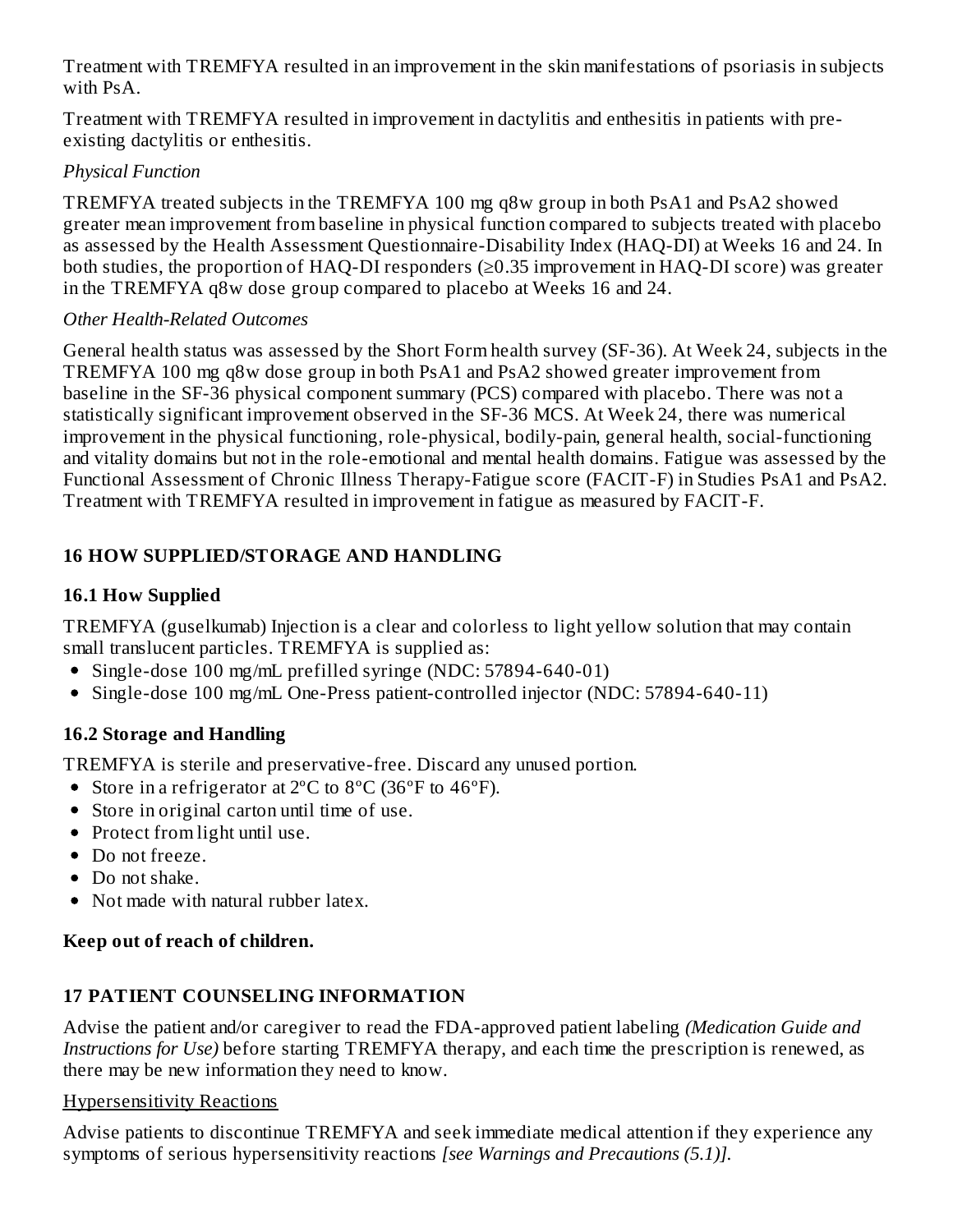Treatment with TREMFYA resulted in an improvement in the skin manifestations of psoriasis in subjects with PsA.

Treatment with TREMFYA resulted in improvement in dactylitis and enthesitis in patients with pre-existing dactylitis or enthesitis.

*Physical Function*

TREMFYA treated subjects in the TREMFYA 100 mg q8w group in both PsA1 and PsA2 showed greater mean improvement from baseline in physical function compared to subjects treated with placebo as assessed by the Health Assessment Questionnaire-Disability Index (HAQ-DI) at Weeks 16 and 24. In both studies, the proportion of HAQ-DI responders (≥0.35 improvement in HAQ-DI score) was greater in the TREMFYA q8w dose group compared to placebo at Weeks 16 and 24.

*Other Health-Related Outcomes*

General health status was assessed by the Short Form health survey (SF-36). At Week 24, subjects in the TREMFYA 100 mg q8w dose group in both PsA1 and PsA2 showed greater improvement from baseline in the SF-36 physical component summary (PCS) compared with placebo. There was not a statistically significant improvement observed in the SF-36 MCS. At Week 24, there was numerical improvement in the physical functioning, role-physical, bodily-pain, general health, social-functioning and vitality domains but not in the role-emotional and mental health domains. Fatigue was assessed by the Functional Assessment of Chronic Illness Therapy-Fatigue score (FACIT-F) in Studies PsA1 and PsA2. Treatment with TREMFYA resulted in improvement in fatigue as measured by FACIT-F.

## 16 HOW SUPPLIED/STORAGE AND HANDLING

### 16.1 How Supplied

TREMFYA (guselkumab) Injection is a clear and colorless to light yellow solution that may contain small translucent particles. TREMFYA is supplied as:

- Single-dose 100 mg/mL prefilled syringe (NDC: 57894-640-01)
- Single-dose 100 mg/mL One-Press patient-controlled injector (NDC: 57894-640-11)

### 16.2 Storage and Handling

TREMFYA is sterile and preservative-free. Discard any unused portion.

- Store in a refrigerator at 2ºC to 8ºC (36ºF to 46ºF).
- Store in original carton until time of use.
- Protect from light until use.
- Do not freeze.
- Do not shake.
- Not made with natural rubber latex.

**Keep out of reach of children.**

## 17 PATIENT COUNSELING INFORMATION

Advise the patient and/or caregiver to read the FDA-approved patient labeling *(Medication Guide and Instructions for Use)* before starting TREMFYA therapy, and each time the prescription is renewed, as there may be new information they need to know.

<u>Hypersensitivity Reactions</u>

Advise patients to discontinue TREMFYA and seek immediate medical attention if they experience any symptoms of serious hypersensitivity reactions *[see Warnings and Precautions (5.1)].*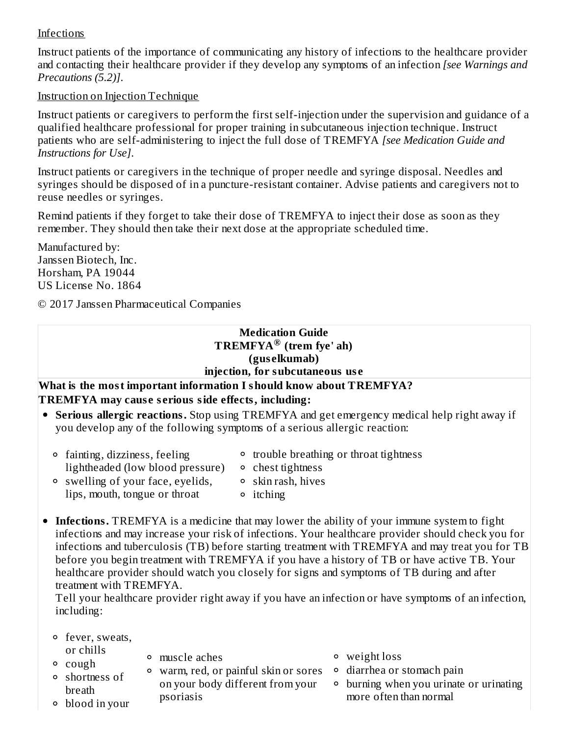Infections

Instruct patients of the importance of communicating any history of infections to the healthcare provider and contacting their healthcare provider if they develop any symptoms of an infection *[see Warnings and Precautions (5.2)]*.

Instruction on Injection Technique

Instruct patients or caregivers to perform the first self-injection under the supervision and guidance of a qualified healthcare professional for proper training in subcutaneous injection technique. Instruct patients who are self-administering to inject the full dose of TREMFYA *[see Medication Guide and Instructions for Use]*.

Instruct patients or caregivers in the technique of proper needle and syringe disposal. Needles and syringes should be disposed of in a puncture-resistant container. Advise patients and caregivers not to reuse needles or syringes.

Remind patients if they forget to take their dose of TREMFYA to inject their dose as soon as they remember. They should then take their next dose at the appropriate scheduled time.

Manufactured by:
Janssen Biotech, Inc.
Horsham, PA 19044
US License No. 1864

© 2017 Janssen Pharmaceutical Companies

**Medication Guide**
**TREMFYA® (trem fye' ah)**
**(guselkumab)**
**injection, for subcutaneous use**

**What is the most important information I should know about TREMFYA?**
**TREMFYA may cause serious side effects, including:**

- **Serious allergic reactions.** Stop using TREMFYA and get emergency medical help right away if you develop any of the following symptoms of a serious allergic reaction:
  - fainting, dizziness, feeling lightheaded (low blood pressure)
  - swelling of your face, eyelids, lips, mouth, tongue or throat
  - trouble breathing or throat tightness
  - chest tightness
  - skin rash, hives
  - itching
- **Infections.** TREMFYA is a medicine that may lower the ability of your immune system to fight infections and may increase your risk of infections. Your healthcare provider should check you for infections and tuberculosis (TB) before starting treatment with TREMFYA and may treat you for TB before you begin treatment with TREMFYA if you have a history of TB or have active TB. Your healthcare provider should watch you closely for signs and symptoms of TB during and after treatment with TREMFYA.
  Tell your healthcare provider right away if you have an infection or have symptoms of an infection, including:
  - fever, sweats, or chills
  - cough
  - shortness of breath
  - blood in your
  - muscle aches
  - warm, red, or painful skin or sores on your body different from your psoriasis
  - weight loss
  - diarrhea or stomach pain
  - burning when you urinate or urinating more often than normal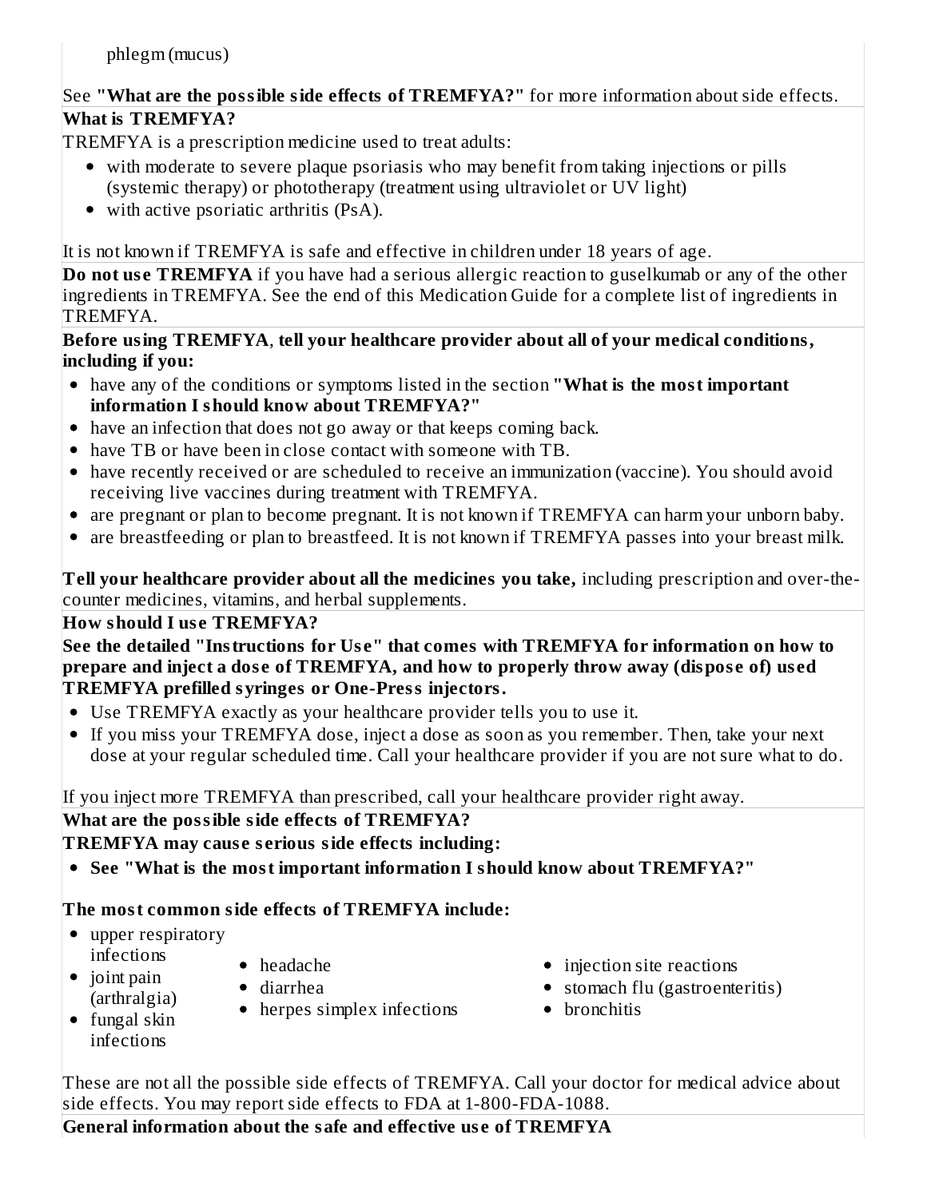phlegm (mucus)

See **"What are the possible side effects of TREMFYA?"** for more information about side effects.

**What is TREMFYA?**

TREMFYA is a prescription medicine used to treat adults:

- with moderate to severe plaque psoriasis who may benefit from taking injections or pills (systemic therapy) or phototherapy (treatment using ultraviolet or UV light)
- with active psoriatic arthritis (PsA).

It is not known if TREMFYA is safe and effective in children under 18 years of age.

**Do not use TREMFYA** if you have had a serious allergic reaction to guselkumab or any of the other ingredients in TREMFYA. See the end of this Medication Guide for a complete list of ingredients in TREMFYA.

**Before using TREMFYA**, **tell your healthcare provider about all of your medical conditions, including if you:**

- have any of the conditions or symptoms listed in the section **"What is the most important information I should know about TREMFYA?"**
- have an infection that does not go away or that keeps coming back.
- have TB or have been in close contact with someone with TB.
- have recently received or are scheduled to receive an immunization (vaccine). You should avoid receiving live vaccines during treatment with TREMFYA.
- are pregnant or plan to become pregnant. It is not known if TREMFYA can harm your unborn baby.
- are breastfeeding or plan to breastfeed. It is not known if TREMFYA passes into your breast milk.

**Tell your healthcare provider about all the medicines you take,** including prescription and over-the-counter medicines, vitamins, and herbal supplements.

**How should I use TREMFYA?**

**See the detailed "Instructions for Use" that comes with TREMFYA for information on how to prepare and inject a dose of TREMFYA, and how to properly throw away (dispose of) used TREMFYA prefilled syringes or One-Press injectors.**

- Use TREMFYA exactly as your healthcare provider tells you to use it.
- If you miss your TREMFYA dose, inject a dose as soon as you remember. Then, take your next dose at your regular scheduled time. Call your healthcare provider if you are not sure what to do.

If you inject more TREMFYA than prescribed, call your healthcare provider right away.

**What are the possible side effects of TREMFYA?**

**TREMFYA may cause serious side effects including:**

- **See "What is the most important information I should know about TREMFYA?"**

**The most common side effects of TREMFYA include:**

- upper respiratory infections
- joint pain (arthralgia)
- fungal skin infections
- headache
- diarrhea
- herpes simplex infections
- injection site reactions
- stomach flu (gastroenteritis)
- bronchitis

These are not all the possible side effects of TREMFYA. Call your doctor for medical advice about side effects. You may report side effects to FDA at 1-800-FDA-1088.

**General information about the safe and effective use of TREMFYA**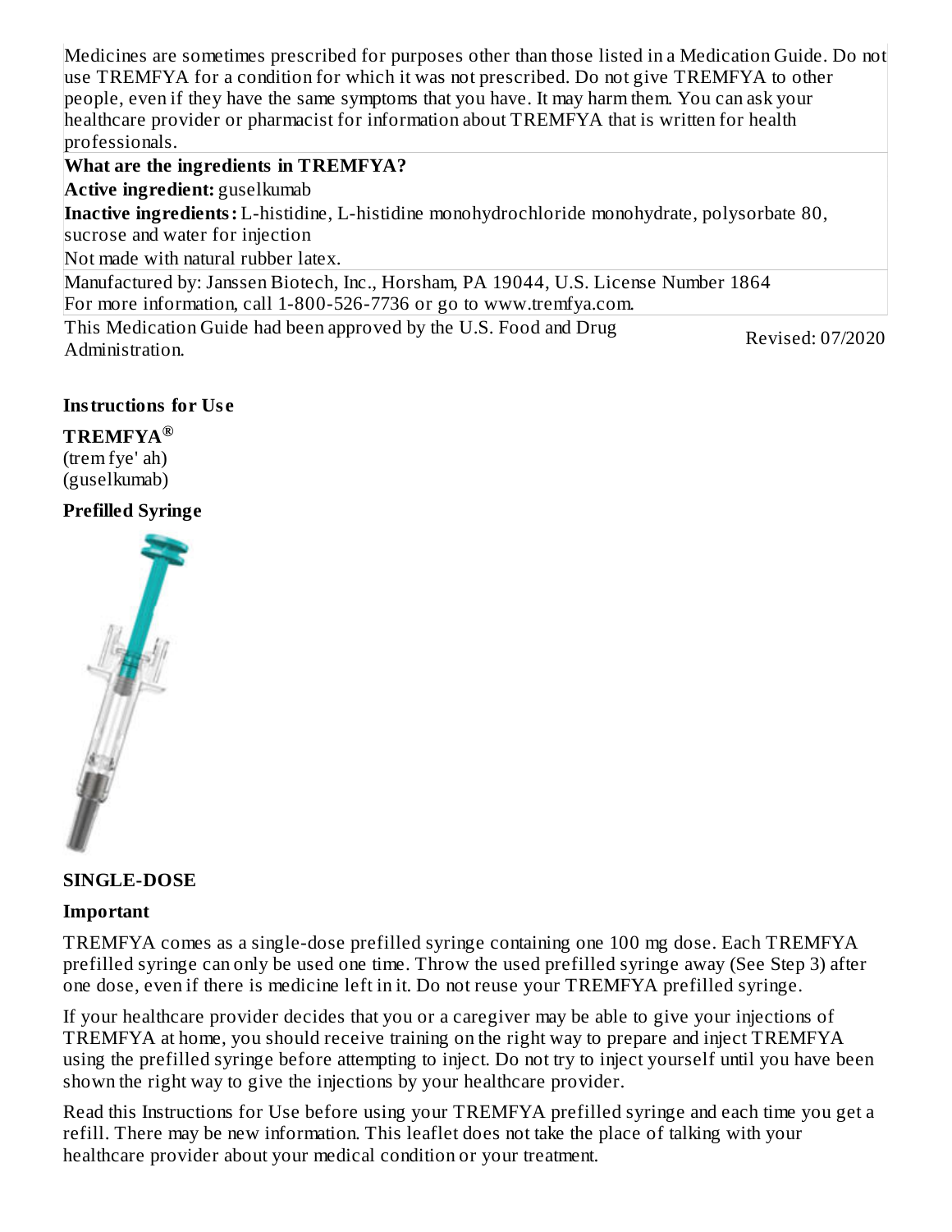Medicines are sometimes prescribed for purposes other than those listed in a Medication Guide. Do not use TREMFYA for a condition for which it was not prescribed. Do not give TREMFYA to other people, even if they have the same symptoms that you have. It may harm them. You can ask your healthcare provider or pharmacist for information about TREMFYA that is written for health professionals.

**What are the ingredients in TREMFYA?**

**Active ingredient:** guselkumab

**Inactive ingredients:** L-histidine, L-histidine monohydrochloride monohydrate, polysorbate 80, sucrose and water for injection

Not made with natural rubber latex.

Manufactured by: Janssen Biotech, Inc., Horsham, PA 19044, U.S. License Number 1864
For more information, call 1-800-526-7736 or go to www.tremfya.com.

This Medication Guide had been approved by the U.S. Food and Drug Administration. Revised: 07/2020

**Instructions for Use**

**TREMFYA®**
(trem fye' ah)
(guselkumab)

**Prefilled Syringe**

**SINGLE-DOSE**

**Important**

TREMFYA comes as a single-dose prefilled syringe containing one 100 mg dose. Each TREMFYA prefilled syringe can only be used one time. Throw the used prefilled syringe away (See Step 3) after one dose, even if there is medicine left in it. Do not reuse your TREMFYA prefilled syringe.

If your healthcare provider decides that you or a caregiver may be able to give your injections of TREMFYA at home, you should receive training on the right way to prepare and inject TREMFYA using the prefilled syringe before attempting to inject. Do not try to inject yourself until you have been shown the right way to give the injections by your healthcare provider.

Read this Instructions for Use before using your TREMFYA prefilled syringe and each time you get a refill. There may be new information. This leaflet does not take the place of talking with your healthcare provider about your medical condition or your treatment.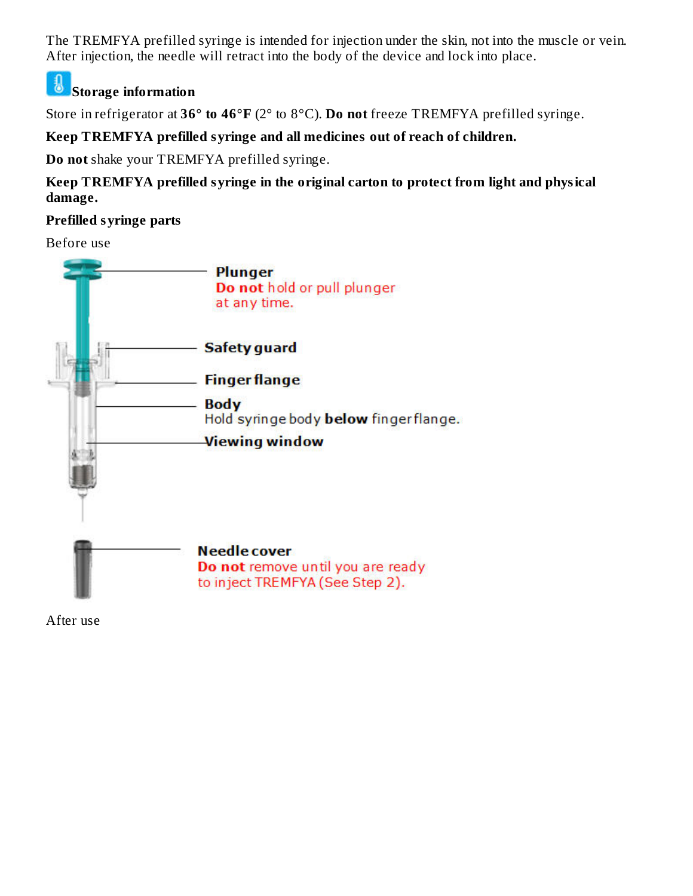The TREMFYA prefilled syringe is intended for injection under the skin, not into the muscle or vein. After injection, the needle will retract into the body of the device and lock into place.

**Storage information**

Store in refrigerator at **36° to 46°F** (2° to 8°C). **Do not** freeze TREMFYA prefilled syringe.

**Keep TREMFYA prefilled syringe and all medicines out of reach of children.**

**Do not** shake your TREMFYA prefilled syringe.

**Keep TREMFYA prefilled syringe in the original carton to protect from light and physical damage.**

**Prefilled syringe parts**

Before use

**Plunger**
**Do not** hold or pull plunger at any time.

**Safety guard**

**Finger flange**

**Body**
Hold syringe body **below** finger flange.

**Viewing window**

**Needle cover**
**Do not** remove until you are ready to inject TREMFYA (See Step 2).

After use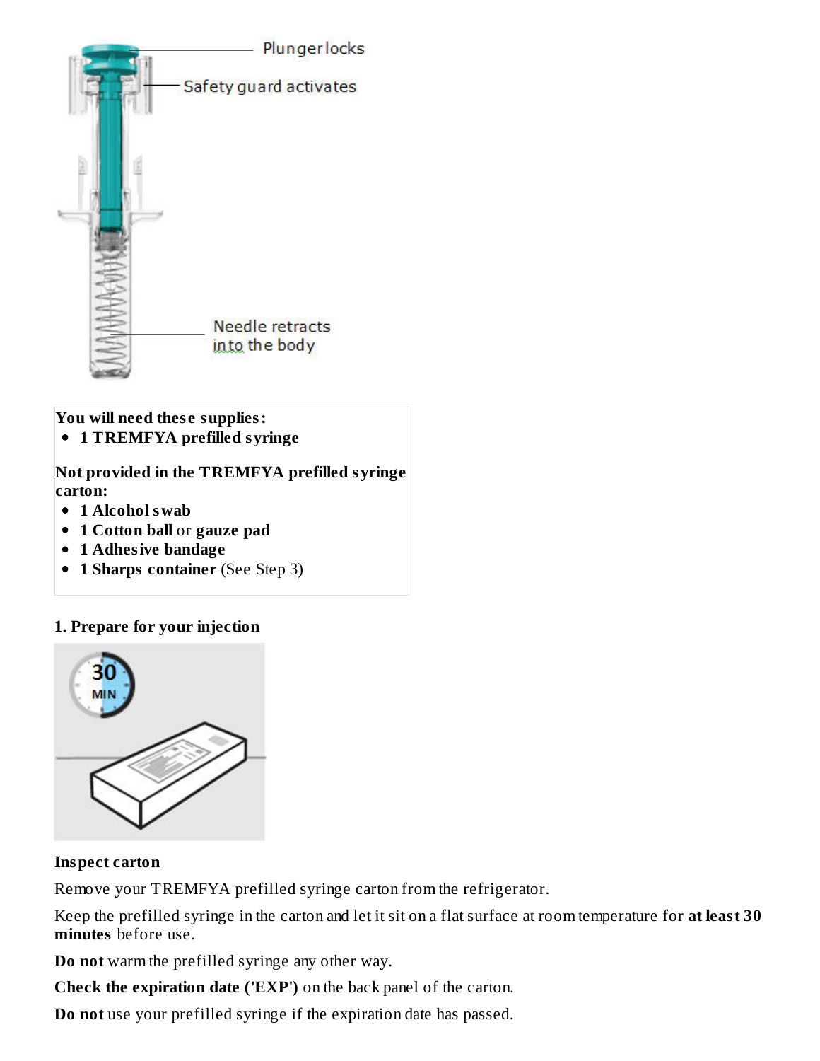Plunger locks

Safety guard activates

Needle retracts into the body

**You will need these supplies:**

- **1 TREMFYA prefilled syringe**

**Not provided in the TREMFYA prefilled syringe carton:**

- **1 Alcohol swab**
- **1 Cotton ball** or **gauze pad**
- **1 Adhesive bandage**
- **1 Sharps container** (See Step 3)

**1. Prepare for your injection**

30 MIN

**Inspect carton**

Remove your TREMFYA prefilled syringe carton from the refrigerator.

Keep the prefilled syringe in the carton and let it sit on a flat surface at room temperature for **at least 30 minutes** before use.

**Do not** warm the prefilled syringe any other way.

**Check the expiration date ('EXP')** on the back panel of the carton.

**Do not** use your prefilled syringe if the expiration date has passed.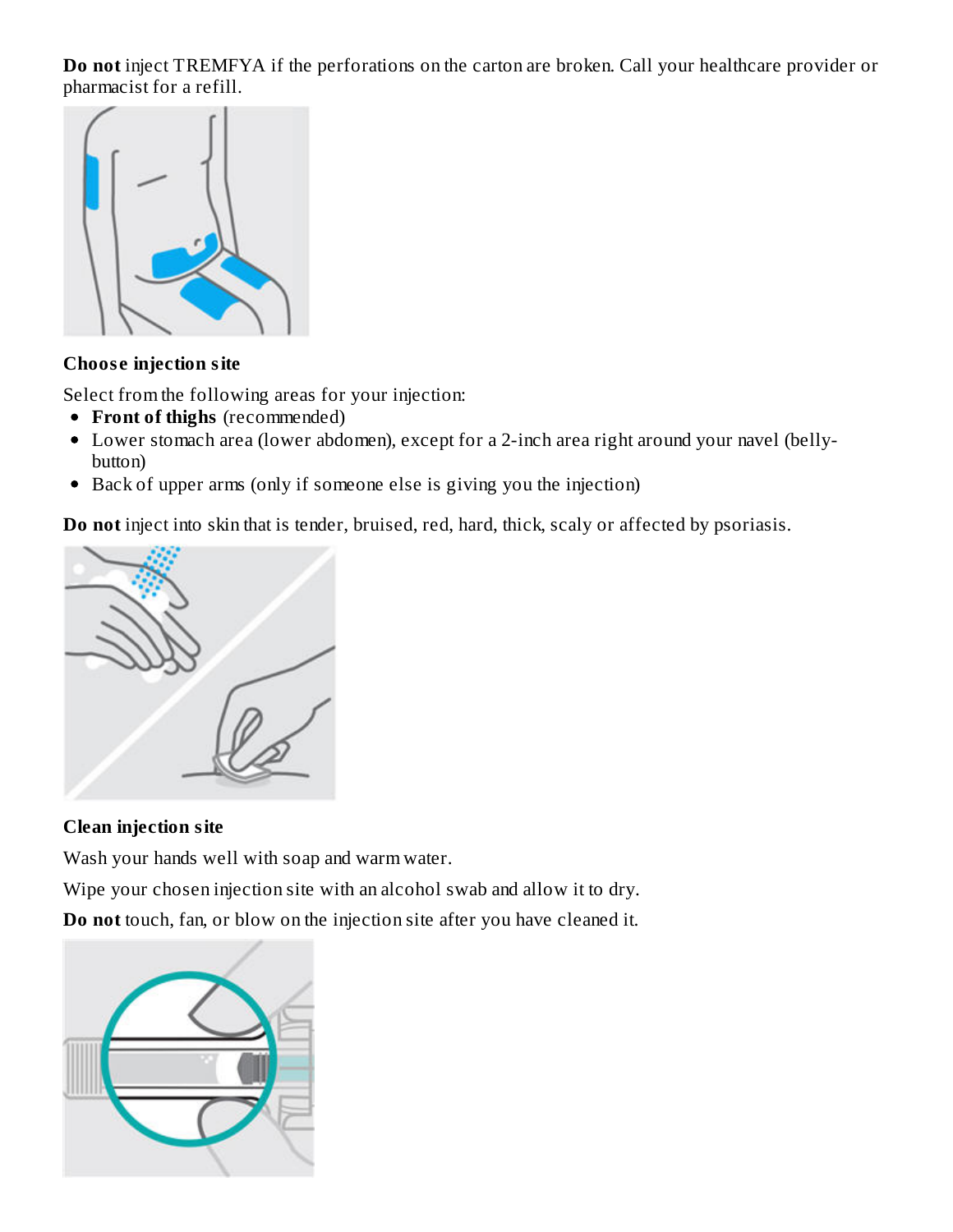**Do not** inject TREMFYA if the perforations on the carton are broken. Call your healthcare provider or pharmacist for a refill.

**Choose injection site**

Select from the following areas for your injection:

- **Front of thighs** (recommended)
- Lower stomach area (lower abdomen), except for a 2-inch area right around your navel (belly-button)
- Back of upper arms (only if someone else is giving you the injection)

**Do not** inject into skin that is tender, bruised, red, hard, thick, scaly or affected by psoriasis.

**Clean injection site**

Wash your hands well with soap and warm water.

Wipe your chosen injection site with an alcohol swab and allow it to dry.

**Do not** touch, fan, or blow on the injection site after you have cleaned it.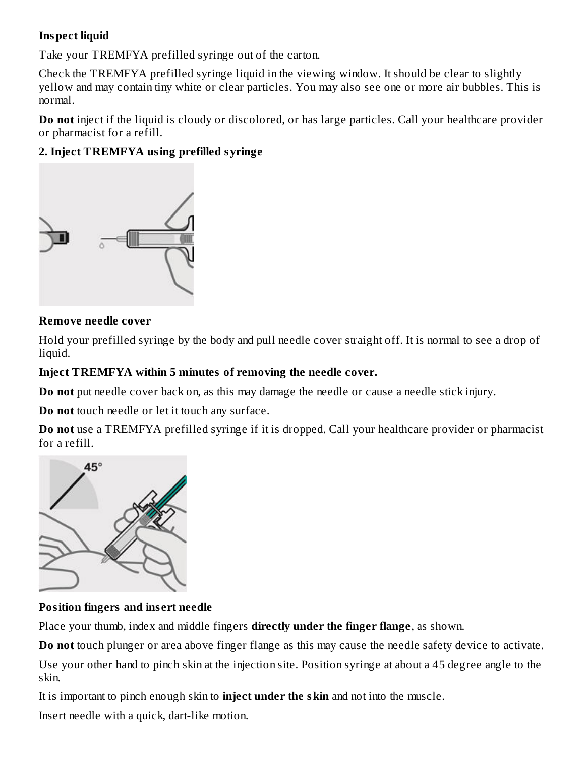**Inspect liquid**

Take your TREMFYA prefilled syringe out of the carton.

Check the TREMFYA prefilled syringe liquid in the viewing window. It should be clear to slightly yellow and may contain tiny white or clear particles. You may also see one or more air bubbles. This is normal.

**Do not** inject if the liquid is cloudy or discolored, or has large particles. Call your healthcare provider or pharmacist for a refill.

**2. Inject TREMFYA using prefilled syringe**

**Remove needle cover**

Hold your prefilled syringe by the body and pull needle cover straight off. It is normal to see a drop of liquid.

**Inject TREMFYA within 5 minutes of removing the needle cover.**

**Do not** put needle cover back on, as this may damage the needle or cause a needle stick injury.

**Do not** touch needle or let it touch any surface.

**Do not** use a TREMFYA prefilled syringe if it is dropped. Call your healthcare provider or pharmacist for a refill.

**Position fingers and insert needle**

Place your thumb, index and middle fingers **directly under the finger flange**, as shown.

**Do not** touch plunger or area above finger flange as this may cause the needle safety device to activate.

Use your other hand to pinch skin at the injection site. Position syringe at about a 45 degree angle to the skin.

It is important to pinch enough skin to **inject under the skin** and not into the muscle.

Insert needle with a quick, dart-like motion.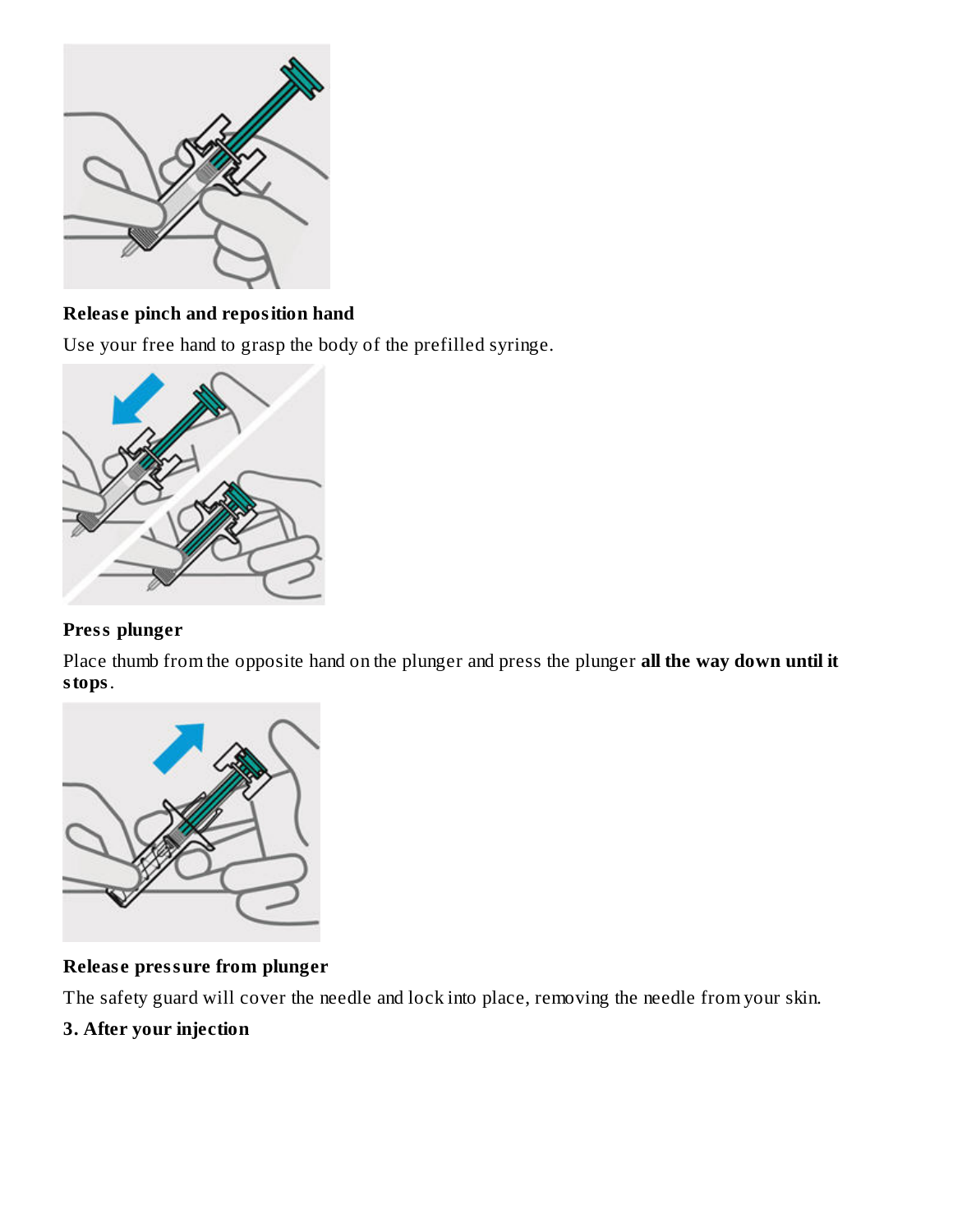**Release pinch and reposition hand**

Use your free hand to grasp the body of the prefilled syringe.

**Press plunger**

Place thumb from the opposite hand on the plunger and press the plunger **all the way down until it stops**.

**Release pressure from plunger**

The safety guard will cover the needle and lock into place, removing the needle from your skin.

**3. After your injection**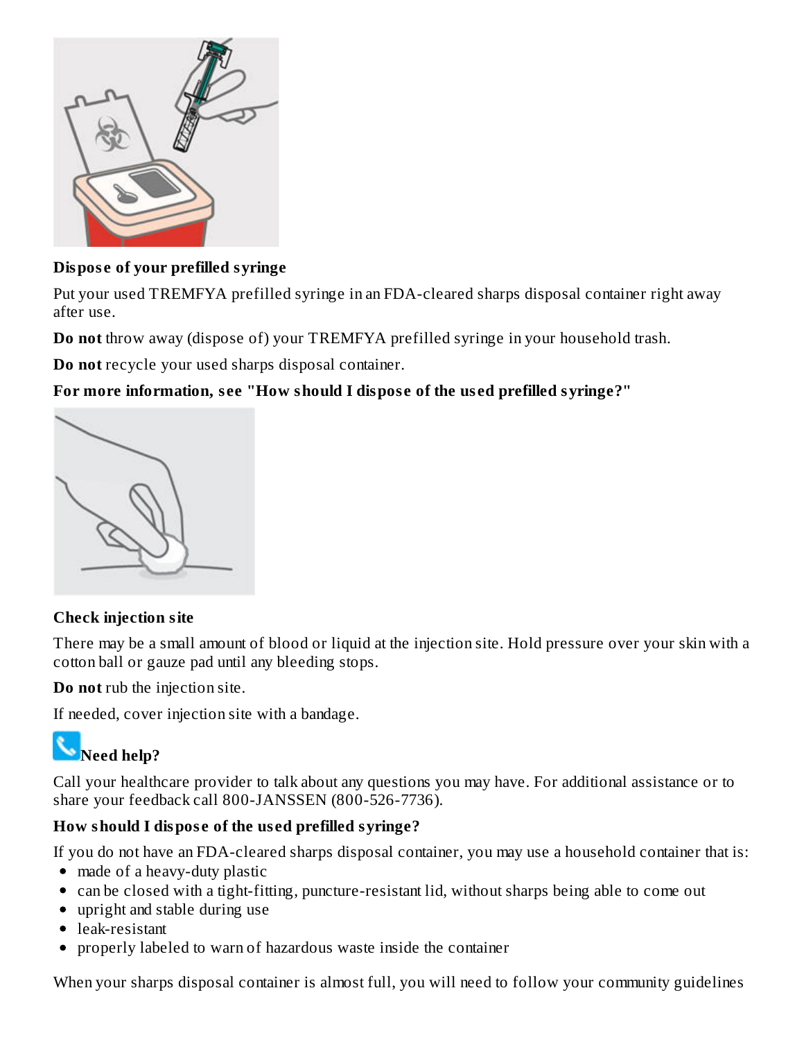**Dispose of your prefilled syringe**

Put your used TREMFYA prefilled syringe in an FDA-cleared sharps disposal container right away after use.

**Do not** throw away (dispose of) your TREMFYA prefilled syringe in your household trash.

**Do not** recycle your used sharps disposal container.

**For more information, see "How should I dispose of the used prefilled syringe?"**

**Check injection site**

There may be a small amount of blood or liquid at the injection site. Hold pressure over your skin with a cotton ball or gauze pad until any bleeding stops.

**Do not** rub the injection site.

If needed, cover injection site with a bandage.

**Need help?**

Call your healthcare provider to talk about any questions you may have. For additional assistance or to share your feedback call 800-JANSSEN (800-526-7736).

**How should I dispose of the used prefilled syringe?**

If you do not have an FDA-cleared sharps disposal container, you may use a household container that is:

- made of a heavy-duty plastic
- can be closed with a tight-fitting, puncture-resistant lid, without sharps being able to come out
- upright and stable during use
- leak-resistant
- properly labeled to warn of hazardous waste inside the container

When your sharps disposal container is almost full, you will need to follow your community guidelines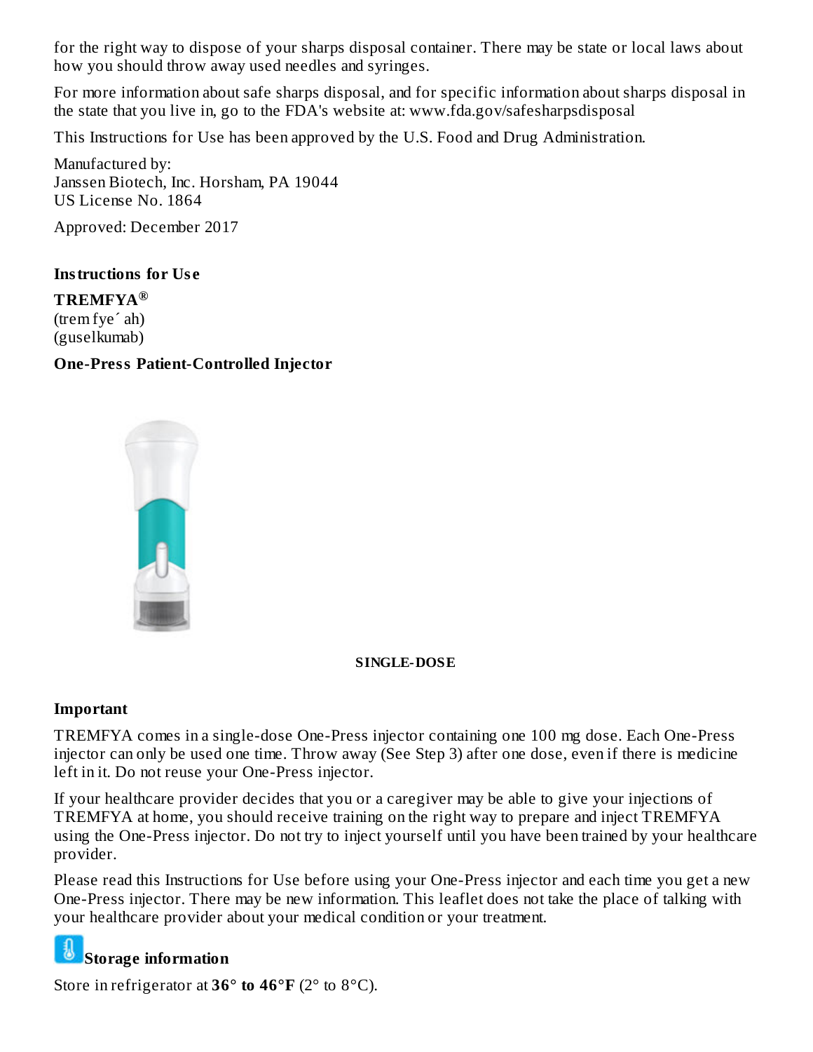for the right way to dispose of your sharps disposal container. There may be state or local laws about how you should throw away used needles and syringes.

For more information about safe sharps disposal, and for specific information about sharps disposal in the state that you live in, go to the FDA's website at: www.fda.gov/safesharpsdisposal

This Instructions for Use has been approved by the U.S. Food and Drug Administration.

Manufactured by:
Janssen Biotech, Inc. Horsham, PA 19044
US License No. 1864

Approved: December 2017

**Instructions for Use**

**TREMFYA®**
(trem fye´ ah)
(guselkumab)

**One-Press Patient-Controlled Injector**

**SINGLE-DOSE**

**Important**

TREMFYA comes in a single-dose One-Press injector containing one 100 mg dose. Each One-Press injector can only be used one time. Throw away (See Step 3) after one dose, even if there is medicine left in it. Do not reuse your One-Press injector.

If your healthcare provider decides that you or a caregiver may be able to give your injections of TREMFYA at home, you should receive training on the right way to prepare and inject TREMFYA using the One-Press injector. Do not try to inject yourself until you have been trained by your healthcare provider.

Please read this Instructions for Use before using your One-Press injector and each time you get a new One-Press injector. There may be new information. This leaflet does not take the place of talking with your healthcare provider about your medical condition or your treatment.

**Storage information**

Store in refrigerator at **36° to 46°F** (2° to 8°C).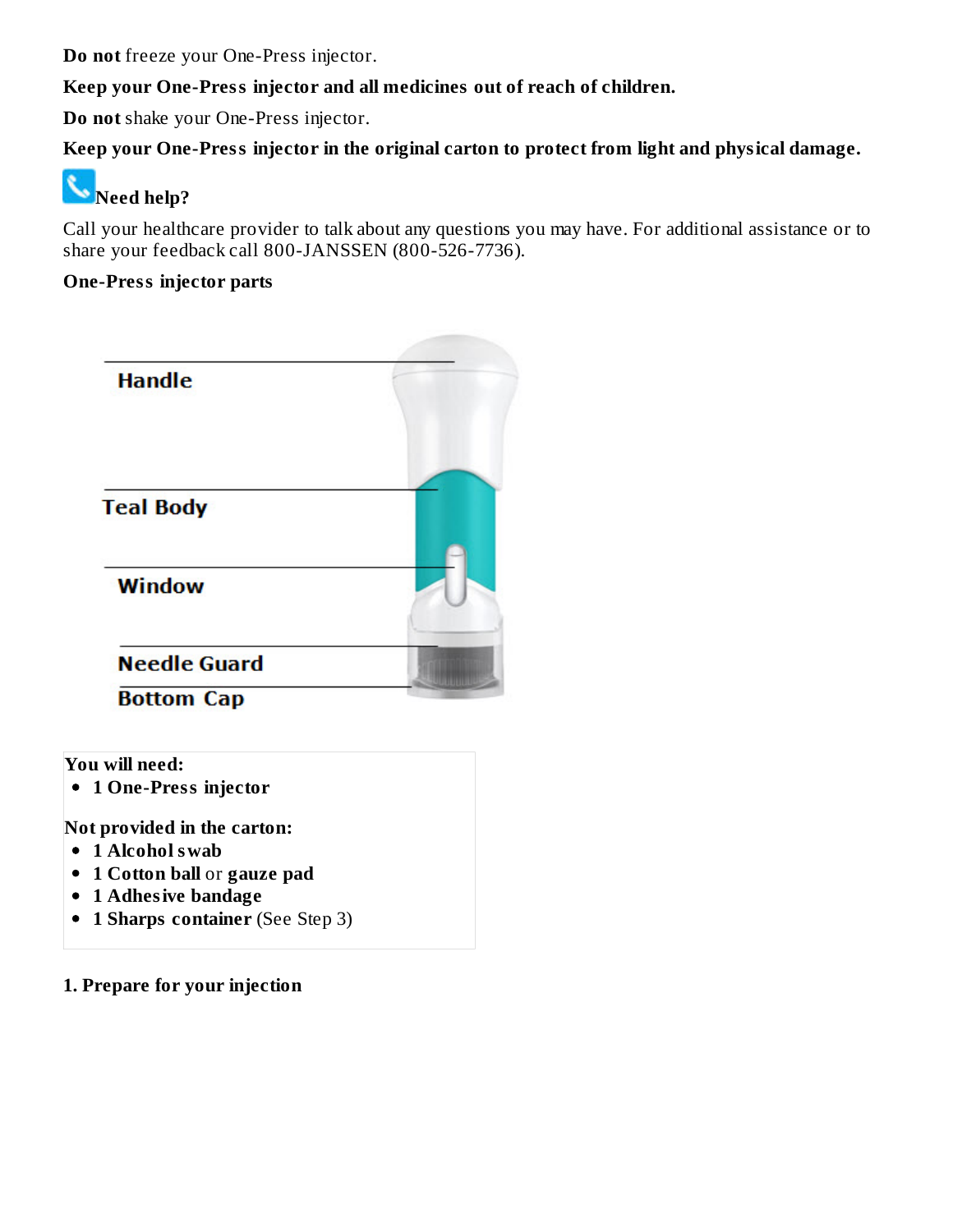**Do not** freeze your One-Press injector.

**Keep your One-Press injector and all medicines out of reach of children.**

**Do not** shake your One-Press injector.

**Keep your One-Press injector in the original carton to protect from light and physical damage.**

**Need help?**

Call your healthcare provider to talk about any questions you may have. For additional assistance or to share your feedback call 800-JANSSEN (800-526-7736).

**One-Press injector parts**

Handle

Teal Body

Window

Needle Guard

Bottom Cap

**You will need:**

- **1 One-Press injector**

**Not provided in the carton:**

- **1 Alcohol swab**
- **1 Cotton ball** or **gauze pad**
- **1 Adhesive bandage**
- **1 Sharps container** (See Step 3)

**1. Prepare for your injection**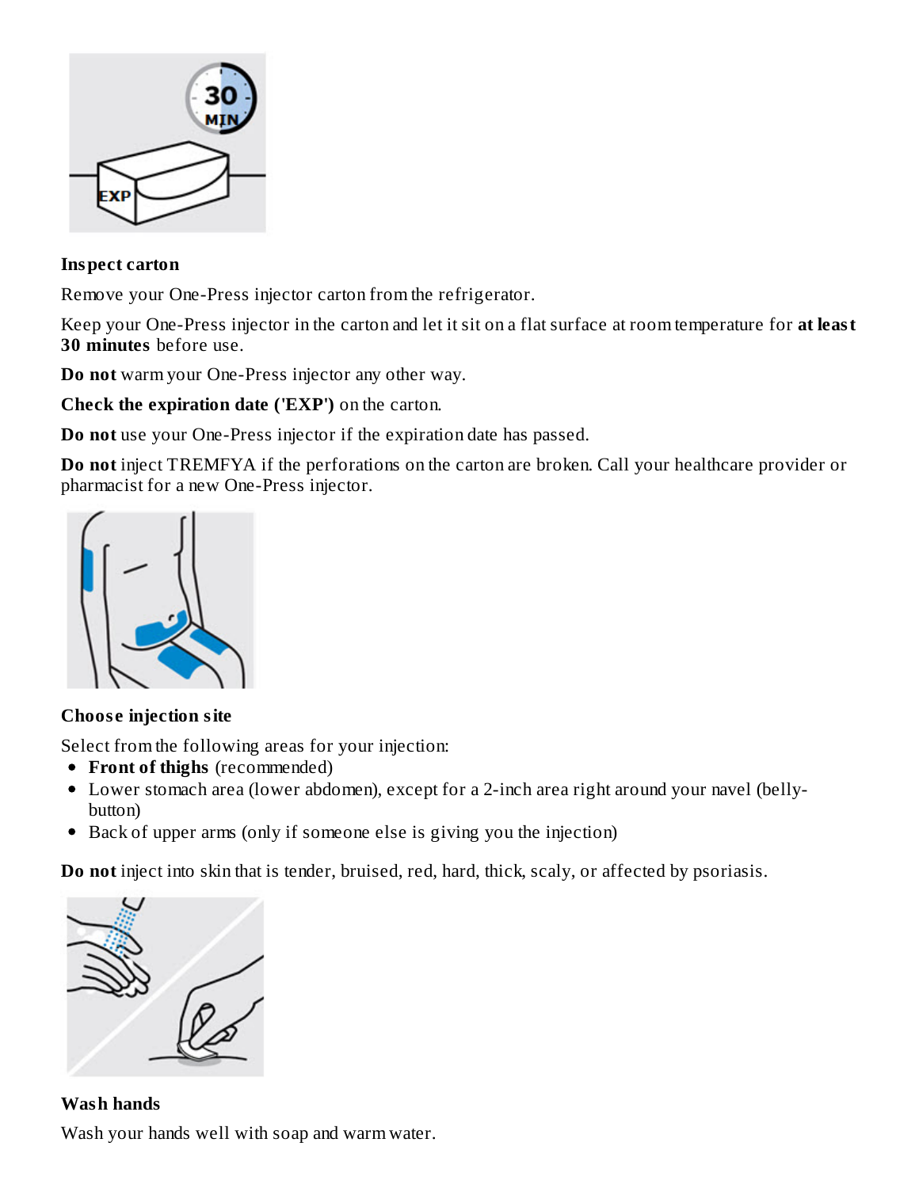**Inspect carton**

Remove your One-Press injector carton from the refrigerator.

Keep your One-Press injector in the carton and let it sit on a flat surface at room temperature for **at least 30 minutes** before use.

**Do not** warm your One-Press injector any other way.

**Check the expiration date ('EXP')** on the carton.

**Do not** use your One-Press injector if the expiration date has passed.

**Do not** inject TREMFYA if the perforations on the carton are broken. Call your healthcare provider or pharmacist for a new One-Press injector.

**Choose injection site**

Select from the following areas for your injection:

- **Front of thighs** (recommended)
- Lower stomach area (lower abdomen), except for a 2-inch area right around your navel (belly-button)
- Back of upper arms (only if someone else is giving you the injection)

**Do not** inject into skin that is tender, bruised, red, hard, thick, scaly, or affected by psoriasis.

**Wash hands**

Wash your hands well with soap and warm water.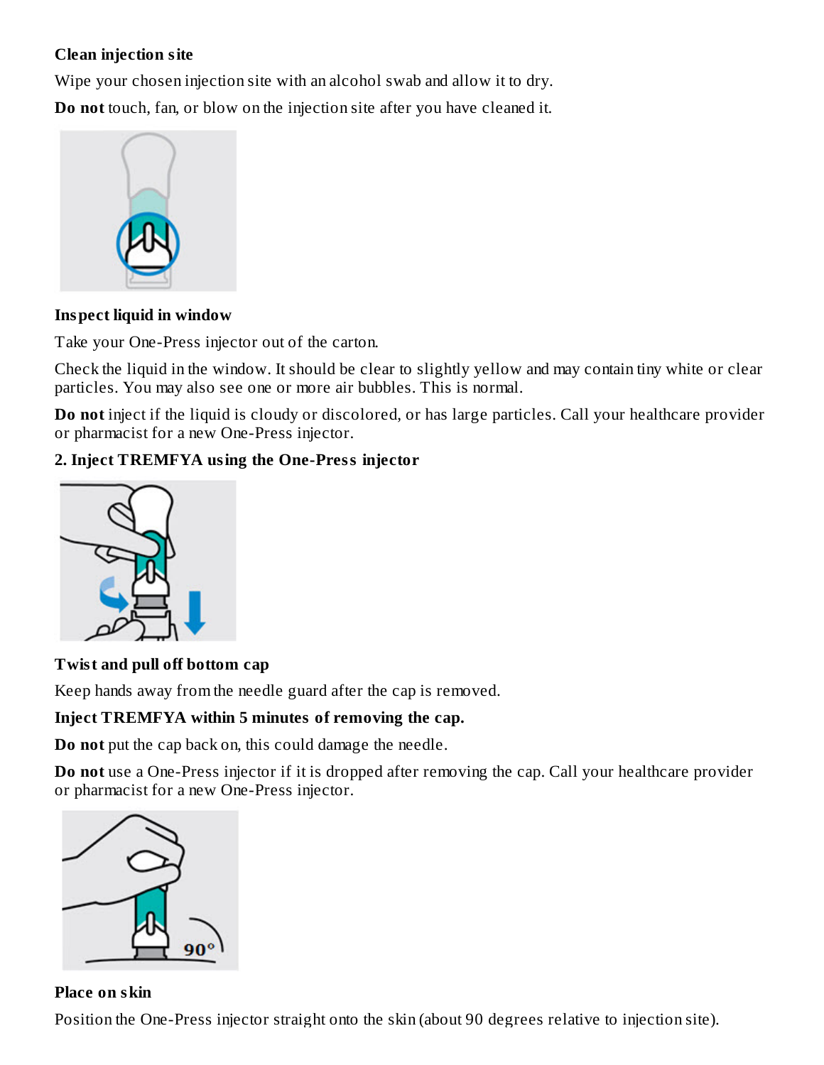**Clean injection site**

Wipe your chosen injection site with an alcohol swab and allow it to dry.

**Do not** touch, fan, or blow on the injection site after you have cleaned it.

**Inspect liquid in window**

Take your One-Press injector out of the carton.

Check the liquid in the window. It should be clear to slightly yellow and may contain tiny white or clear particles. You may also see one or more air bubbles. This is normal.

**Do not** inject if the liquid is cloudy or discolored, or has large particles. Call your healthcare provider or pharmacist for a new One-Press injector.

**2. Inject TREMFYA using the One-Press injector**

**Twist and pull off bottom cap**

Keep hands away from the needle guard after the cap is removed.

**Inject TREMFYA within 5 minutes of removing the cap.**

**Do not** put the cap back on, this could damage the needle.

**Do not** use a One-Press injector if it is dropped after removing the cap. Call your healthcare provider or pharmacist for a new One-Press injector.

**Place on skin**

Position the One-Press injector straight onto the skin (about 90 degrees relative to injection site).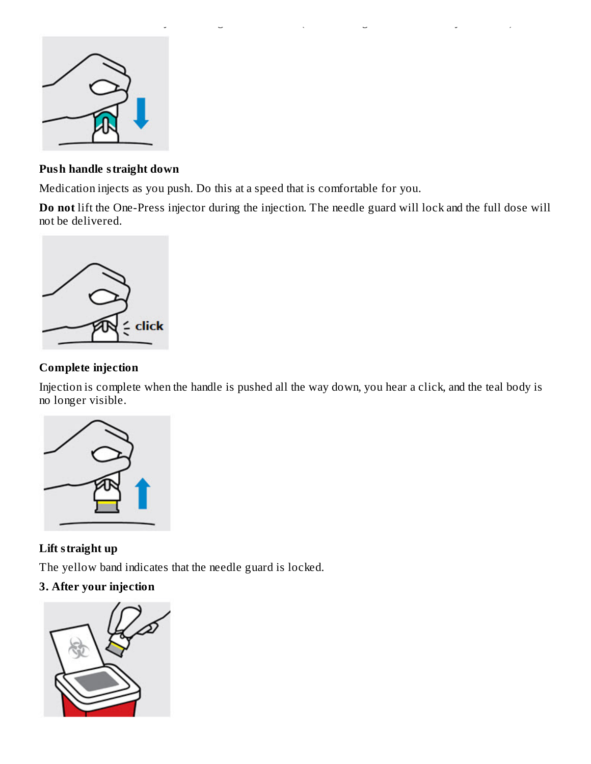**Push handle straight down**

Medication injects as you push. Do this at a speed that is comfortable for you.

**Do not** lift the One-Press injector during the injection. The needle guard will lock and the full dose will not be delivered.

**Complete injection**

Injection is complete when the handle is pushed all the way down, you hear a click, and the teal body is no longer visible.

**Lift straight up**

The yellow band indicates that the needle guard is locked.

**3. After your injection**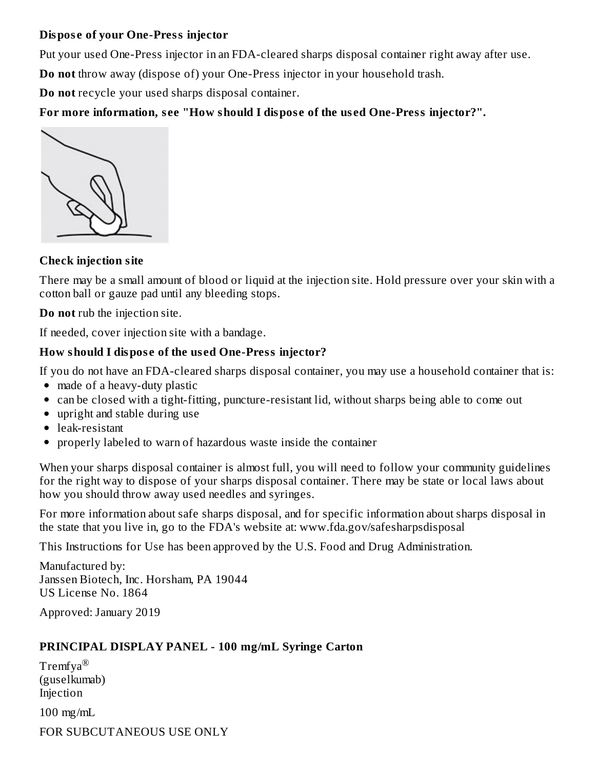**Dispose of your One-Press injector**

Put your used One-Press injector in an FDA-cleared sharps disposal container right away after use.

**Do not** throw away (dispose of) your One-Press injector in your household trash.

**Do not** recycle your used sharps disposal container.

**For more information, see "How should I dispose of the used One-Press injector?".**

**Check injection site**

There may be a small amount of blood or liquid at the injection site. Hold pressure over your skin with a cotton ball or gauze pad until any bleeding stops.

**Do not** rub the injection site.

If needed, cover injection site with a bandage.

**How should I dispose of the used One-Press injector?**

If you do not have an FDA-cleared sharps disposal container, you may use a household container that is:

- made of a heavy-duty plastic
- can be closed with a tight-fitting, puncture-resistant lid, without sharps being able to come out
- upright and stable during use
- leak-resistant
- properly labeled to warn of hazardous waste inside the container

When your sharps disposal container is almost full, you will need to follow your community guidelines for the right way to dispose of your sharps disposal container. There may be state or local laws about how you should throw away used needles and syringes.

For more information about safe sharps disposal, and for specific information about sharps disposal in the state that you live in, go to the FDA's website at: www.fda.gov/safesharpsdisposal

This Instructions for Use has been approved by the U.S. Food and Drug Administration.

Manufactured by:
Janssen Biotech, Inc. Horsham, PA 19044
US License No. 1864

Approved: January 2019

**PRINCIPAL DISPLAY PANEL - 100 mg/mL Syringe Carton**

Tremfya®
(guselkumab)
Injection

100 mg/mL

FOR SUBCUTANEOUS USE ONLY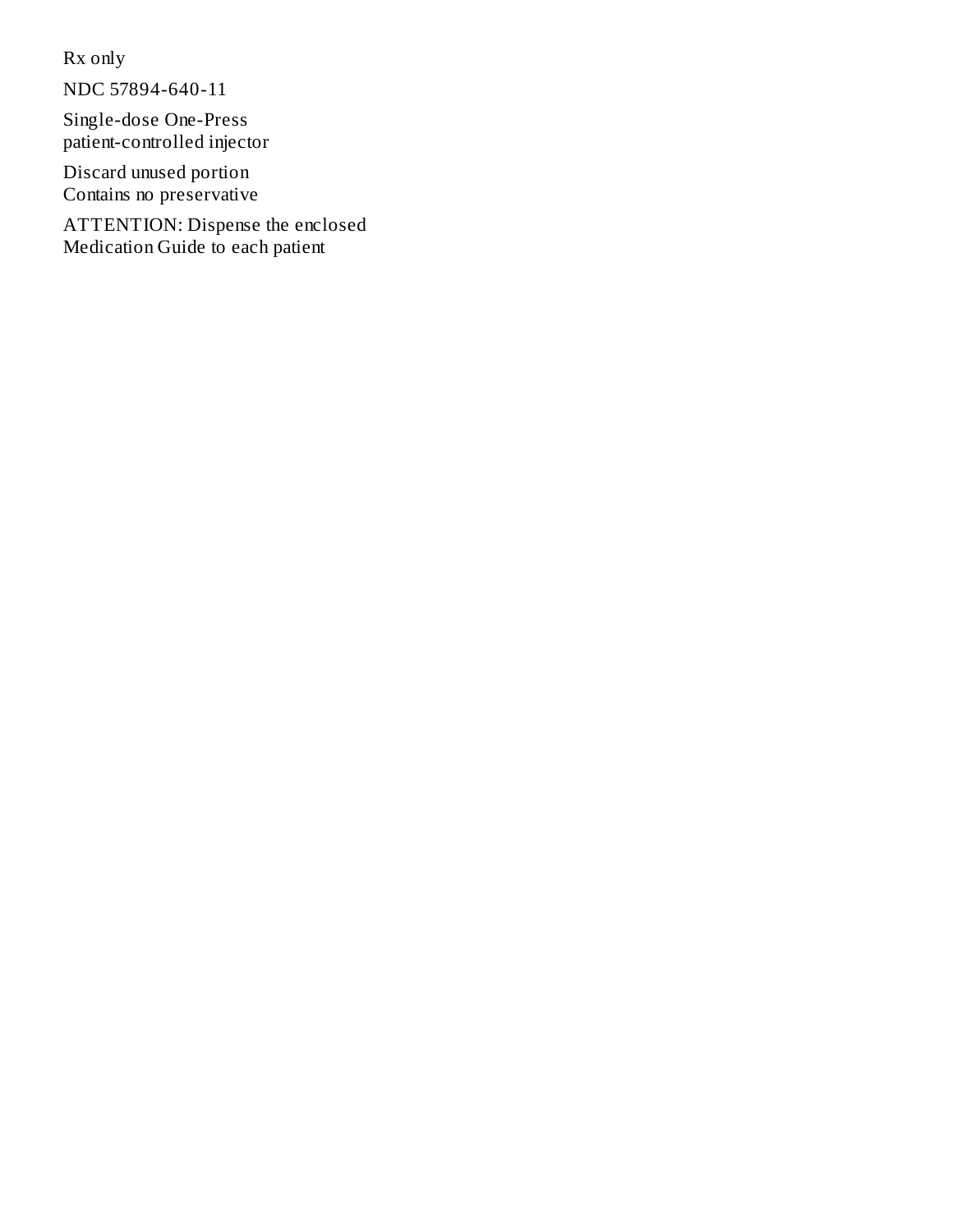Rx only

NDC 57894-640-11

Single-dose One-Press
patient-controlled injector

Discard unused portion
Contains no preservative

ATTENTION: Dispense the enclosed
Medication Guide to each patient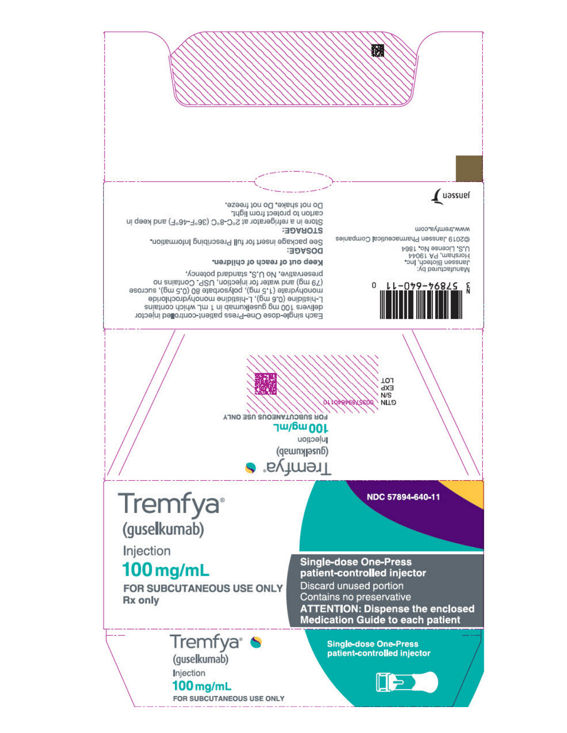Each single-dose One-Press patient-controlled injector delivers 100 mg guselkumab in 1 mL which contains L-histidine (0.6 mg), L-histidine monohydrochloride monohydrate (1.5 mg), polysorbate 80 (0.5 mg), sucrose (79 mg) and water for injection, USP. Contains no preservative. No U.S. standard potency.

**Keep out of reach of children.**

**DOSAGE:**
See package insert for full Prescribing Information.

**STORAGE:**
Store in a refrigerator at 2°C-8°C (36°F-46°F) and keep in carton to protect from light.
Do not shake. Do not freeze.

N 3 57894-640-11 0

Manufactured by:
Janssen Biotech, Inc.
Horsham, PA 19044
U.S. License No. 1864

©2019 Janssen Pharmaceutical Companies

www.tremfya.com

janssen

Tremfya®
(guselkumab)
Injection
100 mg/mL
FOR SUBCUTANEOUS USE ONLY

GTIN 00357894640110
S/N
EXP
LOT

# Tremfya®

(guselkumab)

Injection

**100 mg/mL**

**FOR SUBCUTANEOUS USE ONLY**
**Rx only**

**NDC 57894-640-11**

**Single-dose One-Press patient-controlled injector**
Discard unused portion
Contains no preservative
**ATTENTION: Dispense the enclosed Medication Guide to each patient**

Tremfya®
(guselkumab)
Injection
100 mg/mL
FOR SUBCUTANEOUS USE ONLY

**Single-dose One-Press patient-controlled injector**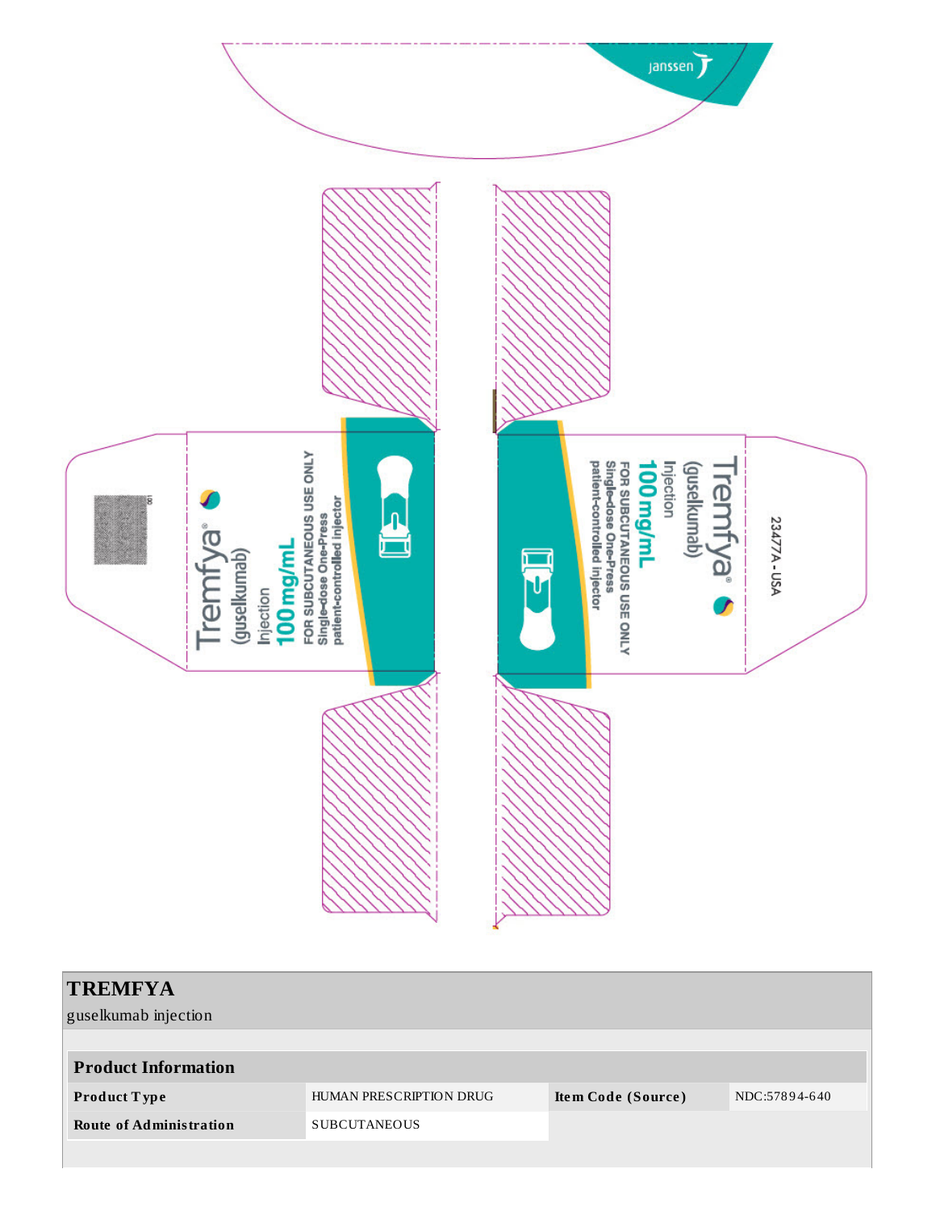janssen

Tremfya®
(guselkumab)
Injection
100 mg/mL
FOR SUBCUTANEOUS USE ONLY
Single-dose One-Press
patient-controlled injector

Tremfya®
(guselkumab)
Injection
100 mg/mL
FOR SUBCUTANEOUS USE ONLY
Single-dose One-Press
patient-controlled injector

23477A - USA

**TREMFYA**
guselkumab injection

| **Product Information** | | | |
|---|---|---|---|
| **Product Type** | HUMAN PRESCRIPTION DRUG | **Item Code (Source)** | NDC:57894-640 |
| **Route of Administration** | SUBCUTANEOUS | | |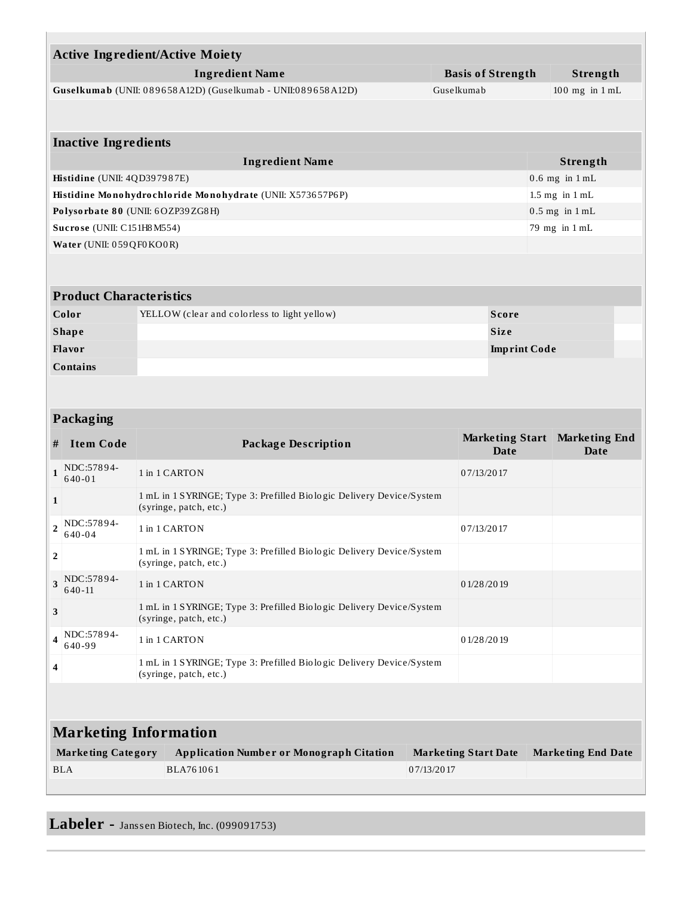| Active Ingredient/Active Moiety | | |
|---|---|---|
| **Ingredient Name** | **Basis of Strength** | **Strength** |
| **Guselkumab** (UNII: 089658A12D) (Guselkumab - UNII:089658A12D) | Guselkumab | 100 mg in 1 mL |

| Inactive Ingredients | |
|---|---|
| **Ingredient Name** | **Strength** |
| **Histidine** (UNII: 4QD397987E) | 0.6 mg in 1 mL |
| **Histidine Monohydrochloride Monohydrate** (UNII: X573657P6P) | 1.5 mg in 1 mL |
| **Polysorbate 80** (UNII: 6OZP39ZG8H) | 0.5 mg in 1 mL |
| **Sucrose** (UNII: C151H8M554) | 79 mg in 1 mL |
| **Water** (UNII: 059QF0KO0R) | |

| Product Characteristics | | | |
|---|---|---|---|
| **Color** | YELLOW (clear and colorless to light yellow) | **Score** | |
| **Shape** | | **Size** | |
| **Flavor** | | **Imprint Code** | |
| **Contains** | | | |

| Packaging | | | | |
|---|---|---|---|---|
| **#** | **Item Code** | **Package Description** | **Marketing Start Date** | **Marketing End Date** |
| 1 | NDC:57894-640-01 | 1 in 1 CARTON | 07/13/2017 | |
| 1 | | 1 mL in 1 SYRINGE; Type 3: Prefilled Biologic Delivery Device/System (syringe, patch, etc.) | | |
| 2 | NDC:57894-640-04 | 1 in 1 CARTON | 07/13/2017 | |
| 2 | | 1 mL in 1 SYRINGE; Type 3: Prefilled Biologic Delivery Device/System (syringe, patch, etc.) | | |
| 3 | NDC:57894-640-11 | 1 in 1 CARTON | 01/28/2019 | |
| 3 | | 1 mL in 1 SYRINGE; Type 3: Prefilled Biologic Delivery Device/System (syringe, patch, etc.) | | |
| 4 | NDC:57894-640-99 | 1 in 1 CARTON | 01/28/2019 | |
| 4 | | 1 mL in 1 SYRINGE; Type 3: Prefilled Biologic Delivery Device/System (syringe, patch, etc.) | | |

| Marketing Information | | | |
|---|---|---|---|
| **Marketing Category** | **Application Number or Monograph Citation** | **Marketing Start Date** | **Marketing End Date** |
| BLA | BLA761061 | 07/13/2017 | |

**Labeler -** Janssen Biotech, Inc. (099091753)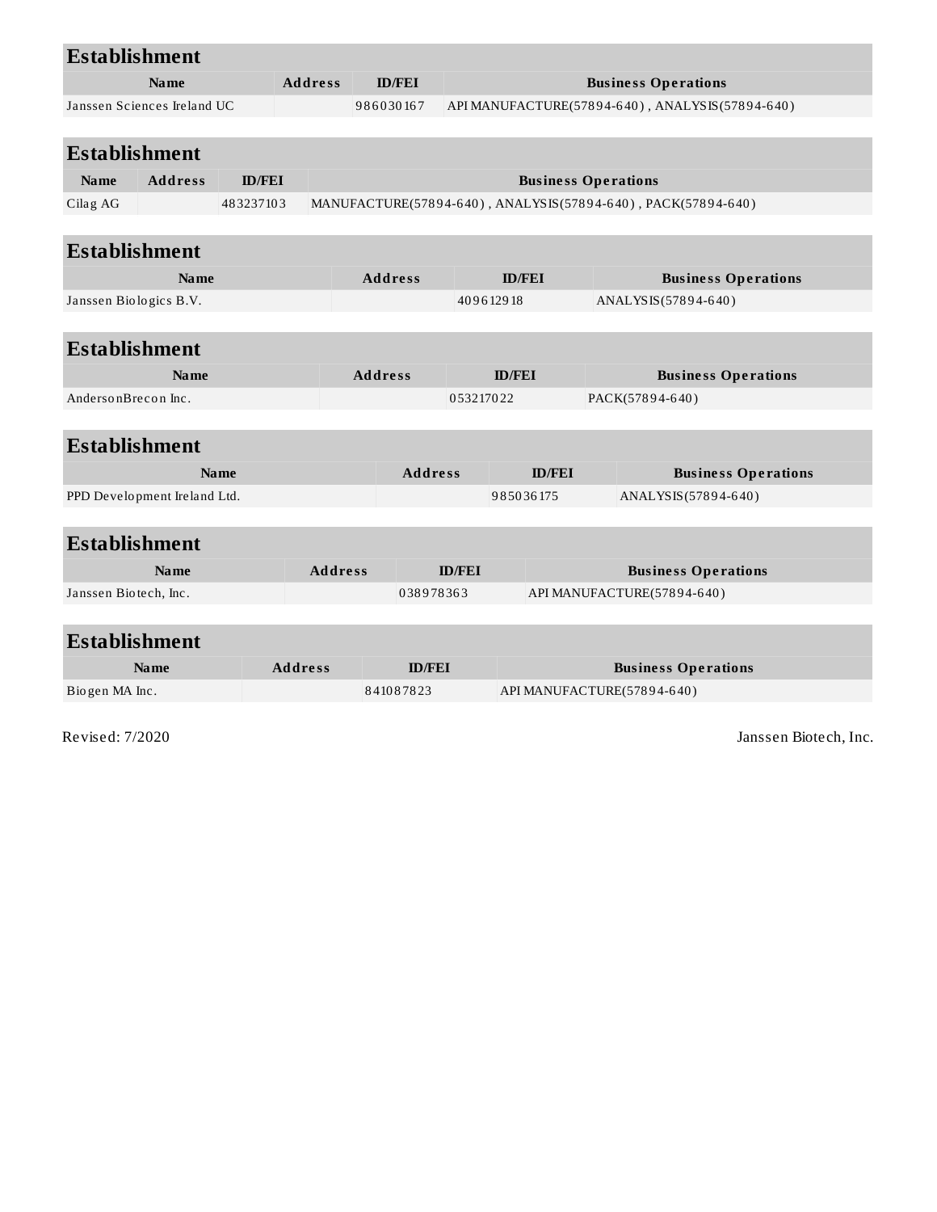## Establishment

| Name | Address | ID/FEI | Business Operations |
| --- | --- | --- | --- |
| Janssen Sciences Ireland UC | | 986030167 | API MANUFACTURE(57894-640) , ANALYSIS(57894-640) |

## Establishment

| Name | Address | ID/FEI | Business Operations |
| --- | --- | --- | --- |
| Cilag AG | | 483237103 | MANUFACTURE(57894-640) , ANALYSIS(57894-640) , PACK(57894-640) |

## Establishment

| Name | Address | ID/FEI | Business Operations |
| --- | --- | --- | --- |
| Janssen Biologics B.V. | | 409612918 | ANALYSIS(57894-640) |

## Establishment

| Name | Address | ID/FEI | Business Operations |
| --- | --- | --- | --- |
| AndersonBrecon Inc. | | 053217022 | PACK(57894-640) |

## Establishment

| Name | Address | ID/FEI | Business Operations |
| --- | --- | --- | --- |
| PPD Development Ireland Ltd. | | 985036175 | ANALYSIS(57894-640) |

## Establishment

| Name | Address | ID/FEI | Business Operations |
| --- | --- | --- | --- |
| Janssen Biotech, Inc. | | 038978363 | API MANUFACTURE(57894-640) |

## Establishment

| Name | Address | ID/FEI | Business Operations |
| --- | --- | --- | --- |
| Biogen MA Inc. | | 841087823 | API MANUFACTURE(57894-640) |

Revised: 7/2020

Janssen Biotech, Inc.